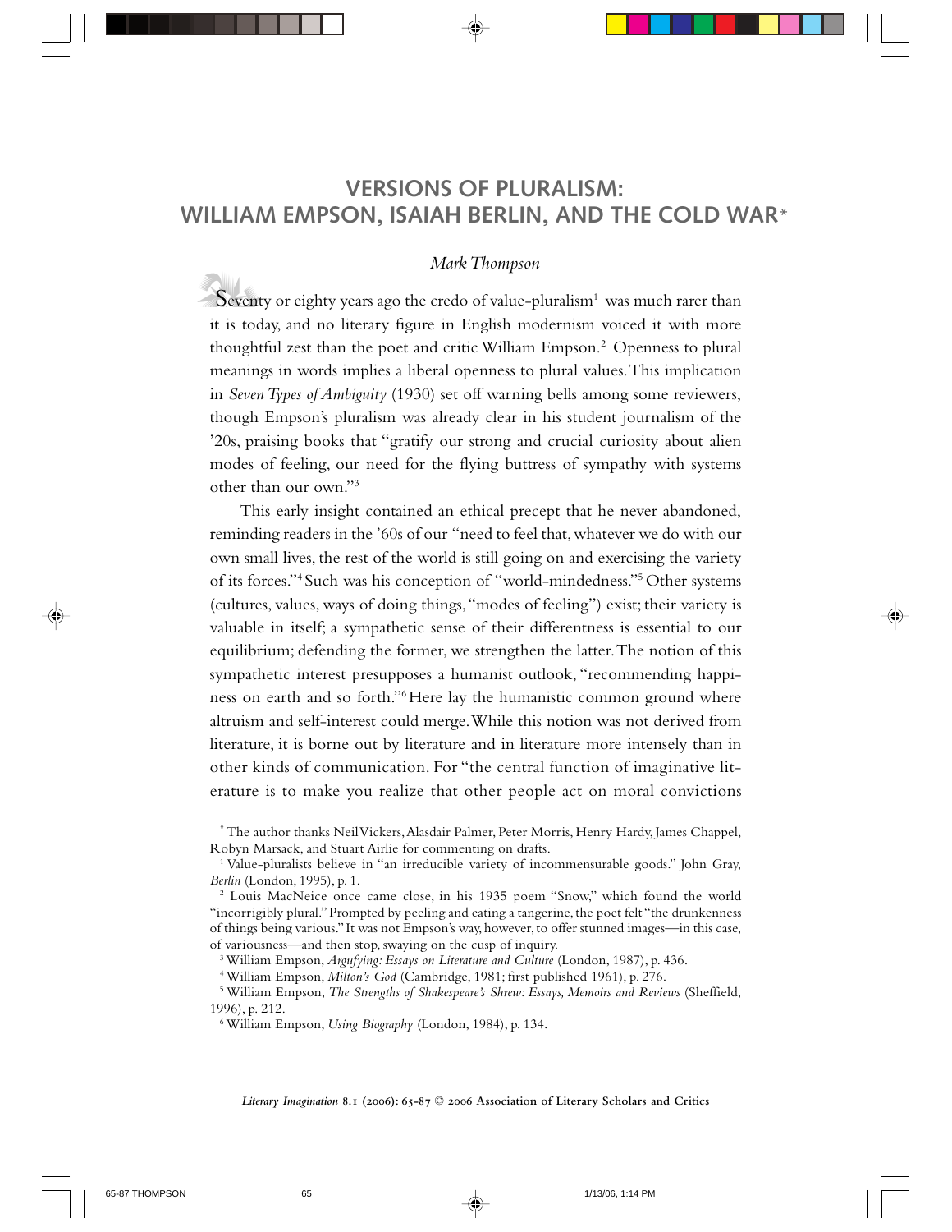# VERSIONS OF PLURALISM: WILLIAM EMPSON, ISAIAH BERLIN, AND THE COLD WAR*

*Mark Thompson*

Seventy or eighty years ago the credo of value-pluralism[1] was much rarer than it is today, and no literary figure in English modernism voiced it with more thoughtful zest than the poet and critic William Empson.[2] Openness to plural meanings in words implies a liberal openness to plural values. This implication in *Seven Types of Ambiguity* (1930) set off warning bells among some reviewers, though Empson's pluralism was already clear in his student journalism of the '20s, praising books that "gratify our strong and crucial curiosity about alien modes of feeling, our need for the flying buttress of sympathy with systems other than our own."[3]

This early insight contained an ethical precept that he never abandoned, reminding readers in the '60s of our "need to feel that, whatever we do with our own small lives, the rest of the world is still going on and exercising the variety of its forces."[4] Such was his conception of "world-mindedness."[5] Other systems (cultures, values, ways of doing things, "modes of feeling") exist; their variety is valuable in itself; a sympathetic sense of their differentness is essential to our equilibrium; defending the former, we strengthen the latter. The notion of this sympathetic interest presupposes a humanist outlook, "recommending happiness on earth and so forth."[6] Here lay the humanistic common ground where altruism and self-interest could merge. While this notion was not derived from literature, it is borne out by literature and in literature more intensely than in other kinds of communication. For "the central function of imaginative literature is to make you realize that other people act on moral convictions

---

\* The author thanks Neil Vickers, Alasdair Palmer, Peter Morris, Henry Hardy, James Chappel, Robyn Marsack, and Stuart Airlie for commenting on drafts.

[1] Value-pluralists believe in "an irreducible variety of incommensurable goods." John Gray, *Berlin* (London, 1995), p. 1.

[2] Louis MacNeice once came close, in his 1935 poem "Snow," which found the world "incorrigibly plural." Prompted by peeling and eating a tangerine, the poet felt "the drunkenness of things being various." It was not Empson's way, however, to offer stunned images—in this case, of variousness—and then stop, swaying on the cusp of inquiry.

[3] William Empson, *Argufying: Essays on Literature and Culture* (London, 1987), p. 436.

[4] William Empson, *Milton's God* (Cambridge, 1981; first published 1961), p. 276.

[5] William Empson, *The Strengths of Shakespeare's Shrew: Essays, Memoirs and Reviews* (Sheffield, 1996), p. 212.

[6] William Empson, *Using Biography* (London, 1984), p. 134.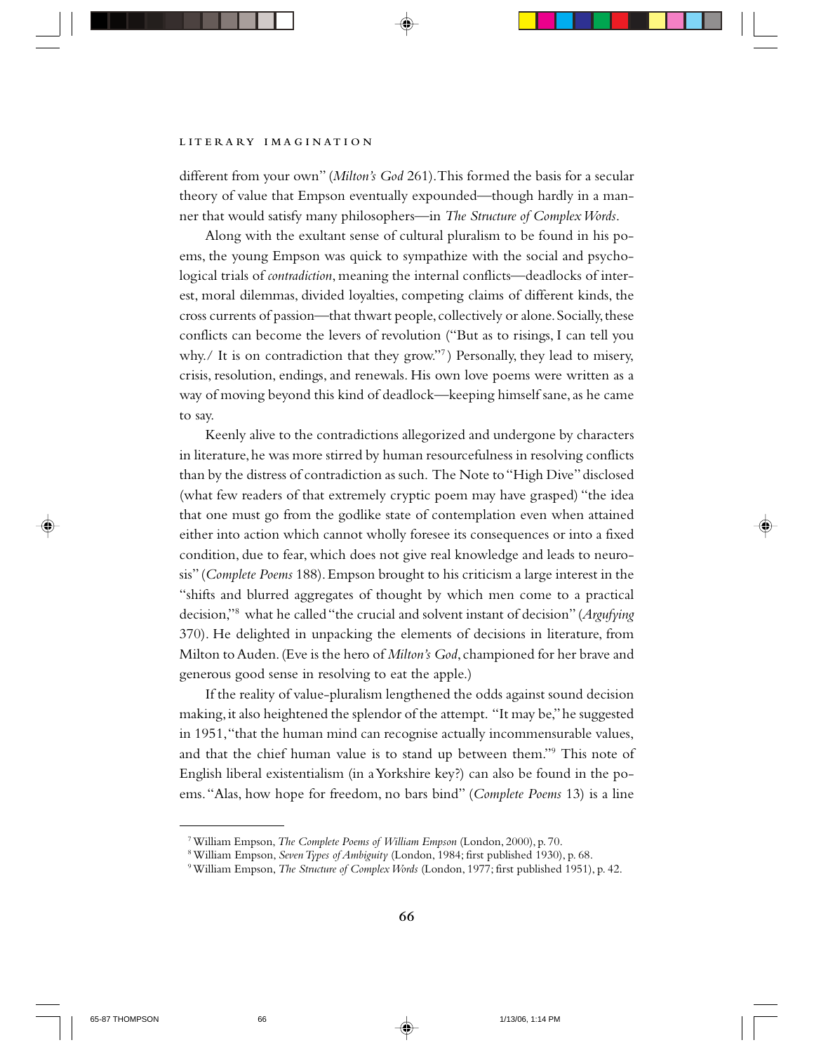different from your own" (*Milton's God* 261). This formed the basis for a secular theory of value that Empson eventually expounded—though hardly in a manner that would satisfy many philosophers—in *The Structure of Complex Words*.

Along with the exultant sense of cultural pluralism to be found in his poems, the young Empson was quick to sympathize with the social and psychological trials of *contradiction*, meaning the internal conflicts—deadlocks of interest, moral dilemmas, divided loyalties, competing claims of different kinds, the cross currents of passion—that thwart people, collectively or alone. Socially, these conflicts can become the levers of revolution ("But as to risings, I can tell you why./ It is on contradiction that they grow."[7]) Personally, they lead to misery, crisis, resolution, endings, and renewals. His own love poems were written as a way of moving beyond this kind of deadlock—keeping himself sane, as he came to say.

Keenly alive to the contradictions allegorized and undergone by characters in literature, he was more stirred by human resourcefulness in resolving conflicts than by the distress of contradiction as such. The Note to "High Dive" disclosed (what few readers of that extremely cryptic poem may have grasped) "the idea that one must go from the godlike state of contemplation even when attained either into action which cannot wholly foresee its consequences or into a fixed condition, due to fear, which does not give real knowledge and leads to neurosis" (*Complete Poems* 188). Empson brought to his criticism a large interest in the "shifts and blurred aggregates of thought by which men come to a practical decision,"[8] what he called "the crucial and solvent instant of decision" (*Argufying* 370). He delighted in unpacking the elements of decisions in literature, from Milton to Auden. (Eve is the hero of *Milton's God*, championed for her brave and generous good sense in resolving to eat the apple.)

If the reality of value-pluralism lengthened the odds against sound decision making, it also heightened the splendor of the attempt. "It may be," he suggested in 1951, "that the human mind can recognise actually incommensurable values, and that the chief human value is to stand up between them."[9] This note of English liberal existentialism (in a Yorkshire key?) can also be found in the poems. "Alas, how hope for freedom, no bars bind" (*Complete Poems* 13) is a line

---

[7] William Empson, *The Complete Poems of William Empson* (London, 2000), p. 70.

[8] William Empson, *Seven Types of Ambiguity* (London, 1984; first published 1930), p. 68.

[9] William Empson, *The Structure of Complex Words* (London, 1977; first published 1951), p. 42.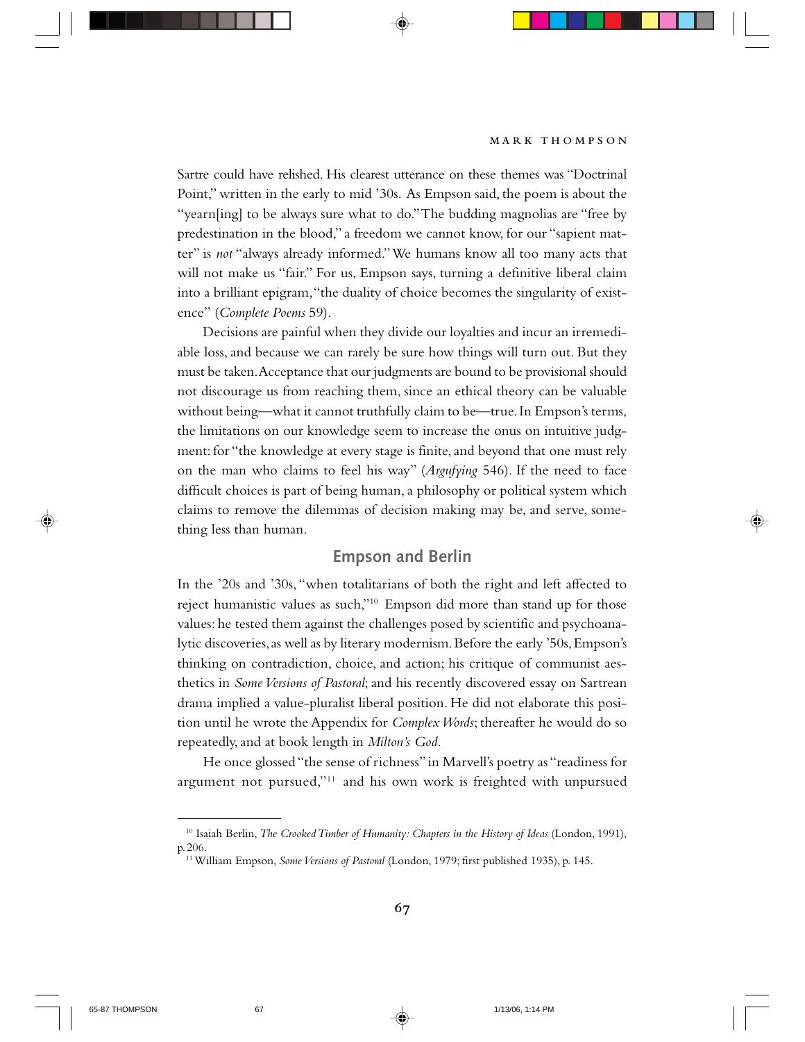Sartre could have relished. His clearest utterance on these themes was "Doctrinal Point," written in the early to mid '30s. As Empson said, the poem is about the "yearn[ing] to be always sure what to do." The budding magnolias are "free by predestination in the blood," a freedom we cannot know, for our "sapient matter" is *not* "always already informed." We humans know all too many acts that will not make us "fair." For us, Empson says, turning a definitive liberal claim into a brilliant epigram, "the duality of choice becomes the singularity of existence" (*Complete Poems* 59).

Decisions are painful when they divide our loyalties and incur an irremediable loss, and because we can rarely be sure how things will turn out. But they must be taken. Acceptance that our judgments are bound to be provisional should not discourage us from reaching them, since an ethical theory can be valuable without being—what it cannot truthfully claim to be—true. In Empson's terms, the limitations on our knowledge seem to increase the onus on intuitive judgment: for "the knowledge at every stage is finite, and beyond that one must rely on the man who claims to feel his way" (*Argufying* 546). If the need to face difficult choices is part of being human, a philosophy or political system which claims to remove the dilemmas of decision making may be, and serve, something less than human.

## Empson and Berlin

In the '20s and '30s, "when totalitarians of both the right and left affected to reject humanistic values as such,"[10] Empson did more than stand up for those values: he tested them against the challenges posed by scientific and psychoanalytic discoveries, as well as by literary modernism. Before the early '50s, Empson's thinking on contradiction, choice, and action; his critique of communist aesthetics in *Some Versions of Pastoral*; and his recently discovered essay on Sartrean drama implied a value-pluralist liberal position. He did not elaborate this position until he wrote the Appendix for *Complex Words*; thereafter he would do so repeatedly, and at book length in *Milton's God*.

He once glossed "the sense of richness" in Marvell's poetry as "readiness for argument not pursued,"[11] and his own work is freighted with unpursued

---

[10] Isaiah Berlin, *The Crooked Timber of Humanity: Chapters in the History of Ideas* (London, 1991), p. 206.

[11] William Empson, *Some Versions of Pastoral* (London, 1979; first published 1935), p. 145.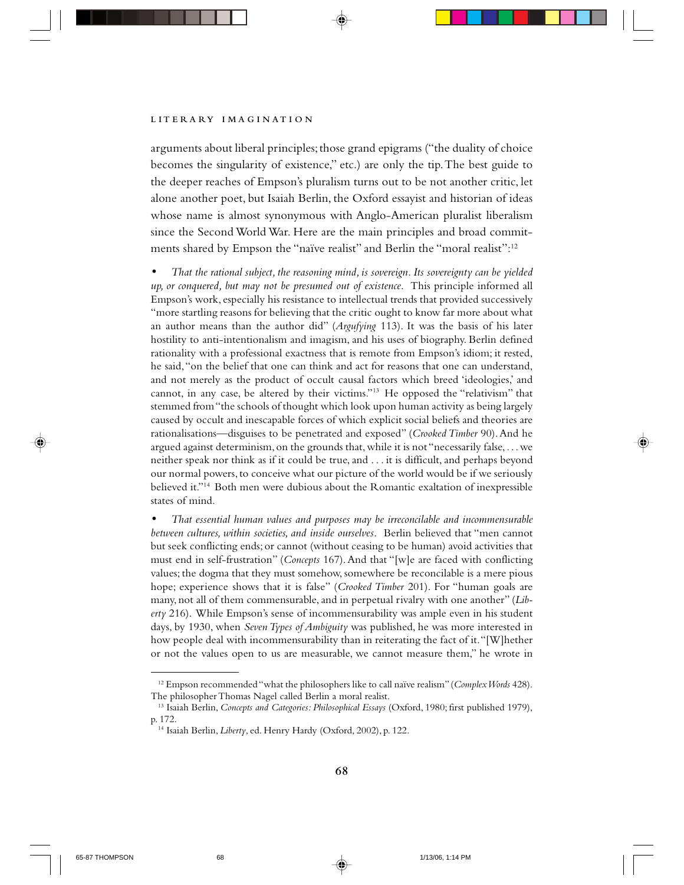arguments about liberal principles; those grand epigrams ("the duality of choice becomes the singularity of existence," etc.) are only the tip. The best guide to the deeper reaches of Empson's pluralism turns out to be not another critic, let alone another poet, but Isaiah Berlin, the Oxford essayist and historian of ideas whose name is almost synonymous with Anglo-American pluralist liberalism since the Second World War. Here are the main principles and broad commitments shared by Empson the "naïve realist" and Berlin the "moral realist":[12]

- *That the rational subject, the reasoning mind, is sovereign. Its sovereignty can be yielded up, or conquered, but may not be presumed out of existence.* This principle informed all Empson's work, especially his resistance to intellectual trends that provided successively "more startling reasons for believing that the critic ought to know far more about what an author means than the author did" (*Argufying* 113). It was the basis of his later hostility to anti-intentionalism and imagism, and his uses of biography. Berlin defined rationality with a professional exactness that is remote from Empson's idiom; it rested, he said, "on the belief that one can think and act for reasons that one can understand, and not merely as the product of occult causal factors which breed 'ideologies,' and cannot, in any case, be altered by their victims."[13] He opposed the "relativism" that stemmed from "the schools of thought which look upon human activity as being largely caused by occult and inescapable forces of which explicit social beliefs and theories are rationalisations—disguises to be penetrated and exposed" (*Crooked Timber* 90). And he argued against determinism, on the grounds that, while it is not "necessarily false, . . . we neither speak nor think as if it could be true, and . . . it is difficult, and perhaps beyond our normal powers, to conceive what our picture of the world would be if we seriously believed it."[14] Both men were dubious about the Romantic exaltation of inexpressible states of mind.

- *That essential human values and purposes may be irreconcilable and incommensurable between cultures, within societies, and inside ourselves.* Berlin believed that "men cannot but seek conflicting ends; or cannot (without ceasing to be human) avoid activities that must end in self-frustration" (*Concepts* 167). And that "[w]e are faced with conflicting values; the dogma that they must somehow, somewhere be reconcilable is a mere pious hope; experience shows that it is false" (*Crooked Timber* 201). For "human goals are many, not all of them commensurable, and in perpetual rivalry with one another" (*Liberty* 216). While Empson's sense of incommensurability was ample even in his student days, by 1930, when *Seven Types of Ambiguity* was published, he was more interested in how people deal with incommensurability than in reiterating the fact of it. "[W]hether or not the values open to us are measurable, we cannot measure them," he wrote in

---

[12] Empson recommended "what the philosophers like to call naïve realism" (*Complex Words* 428). The philosopher Thomas Nagel called Berlin a moral realist.

[13] Isaiah Berlin, *Concepts and Categories: Philosophical Essays* (Oxford, 1980; first published 1979), p. 172.

[14] Isaiah Berlin, *Liberty*, ed. Henry Hardy (Oxford, 2002), p. 122.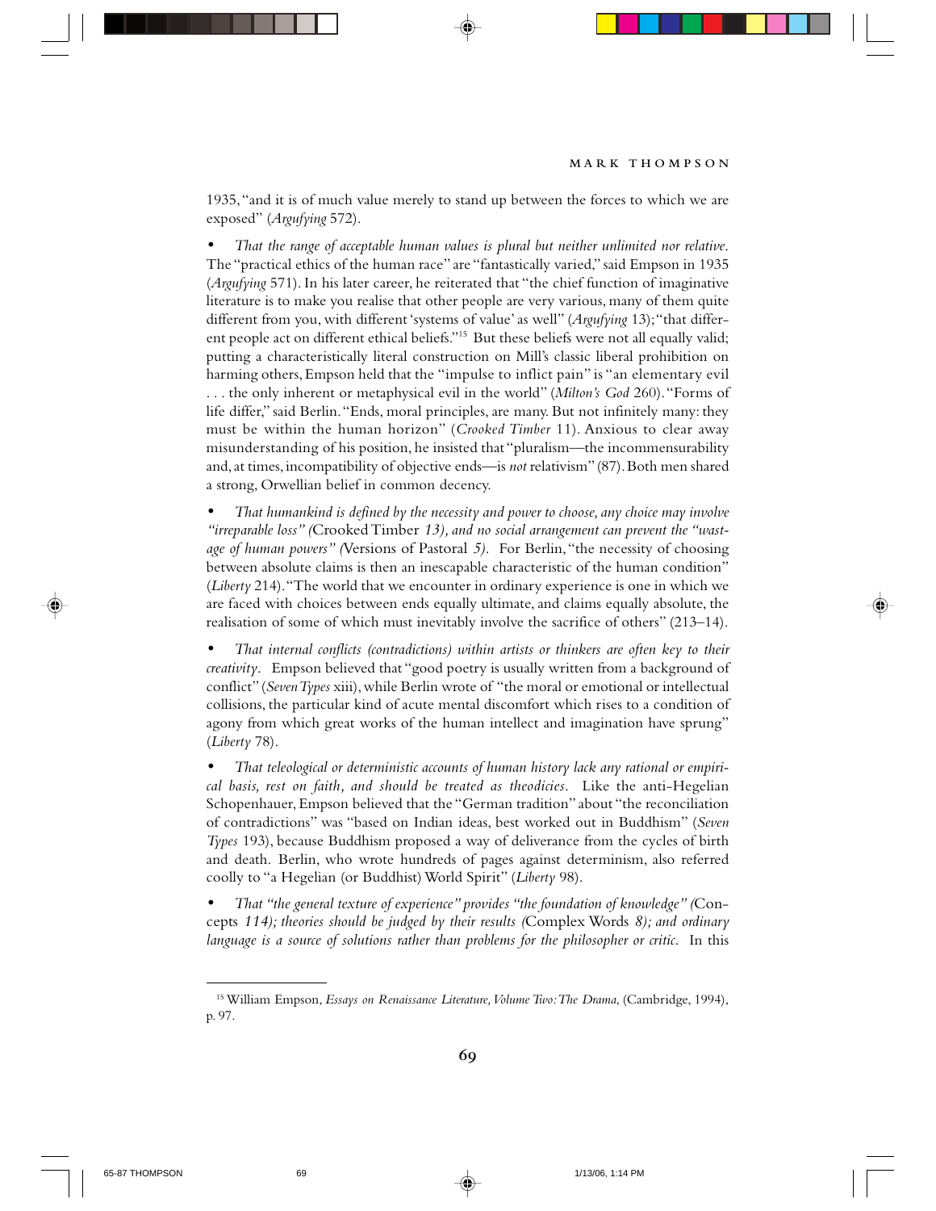1935, "and it is of much value merely to stand up between the forces to which we are exposed" (*Argufying* 572).

• *That the range of acceptable human values is plural but neither unlimited nor relative.* The "practical ethics of the human race" are "fantastically varied," said Empson in 1935 (*Argufying* 571). In his later career, he reiterated that "the chief function of imaginative literature is to make you realise that other people are very various, many of them quite different from you, with different 'systems of value' as well" (*Argufying* 13); "that different people act on different ethical beliefs."[15] But these beliefs were not all equally valid; putting a characteristically literal construction on Mill's classic liberal prohibition on harming others, Empson held that the "impulse to inflict pain" is "an elementary evil . . . the only inherent or metaphysical evil in the world" (*Milton's God* 260). "Forms of life differ," said Berlin. "Ends, moral principles, are many. But not infinitely many: they must be within the human horizon" (*Crooked Timber* 11). Anxious to clear away misunderstanding of his position, he insisted that "pluralism—the incommensurability and, at times, incompatibility of objective ends—is *not* relativism" (87). Both men shared a strong, Orwellian belief in common decency.

• *That humankind is defined by the necessity and power to choose, any choice may involve "irreparable loss" (*Crooked Timber *13), and no social arrangement can prevent the "wastage of human powers" (*Versions of Pastoral *5).* For Berlin, "the necessity of choosing between absolute claims is then an inescapable characteristic of the human condition" (*Liberty* 214). "The world that we encounter in ordinary experience is one in which we are faced with choices between ends equally ultimate, and claims equally absolute, the realisation of some of which must inevitably involve the sacrifice of others" (213–14).

• *That internal conflicts (contradictions) within artists or thinkers are often key to their creativity.* Empson believed that "good poetry is usually written from a background of conflict" (*Seven Types* xiii), while Berlin wrote of "the moral or emotional or intellectual collisions, the particular kind of acute mental discomfort which rises to a condition of agony from which great works of the human intellect and imagination have sprung" (*Liberty* 78).

• *That teleological or deterministic accounts of human history lack any rational or empirical basis, rest on faith, and should be treated as theodicies.* Like the anti-Hegelian Schopenhauer, Empson believed that the "German tradition" about "the reconciliation of contradictions" was "based on Indian ideas, best worked out in Buddhism" (*Seven Types* 193), because Buddhism proposed a way of deliverance from the cycles of birth and death. Berlin, who wrote hundreds of pages against determinism, also referred coolly to "a Hegelian (or Buddhist) World Spirit" (*Liberty* 98).

• *That "the general texture of experience" provides "the foundation of knowledge" (*Concepts *114); theories should be judged by their results (*Complex Words *8); and ordinary language is a source of solutions rather than problems for the philosopher or critic.* In this

[15] William Empson, *Essays on Renaissance Literature, Volume Two: The Drama*, (Cambridge, 1994), p. 97.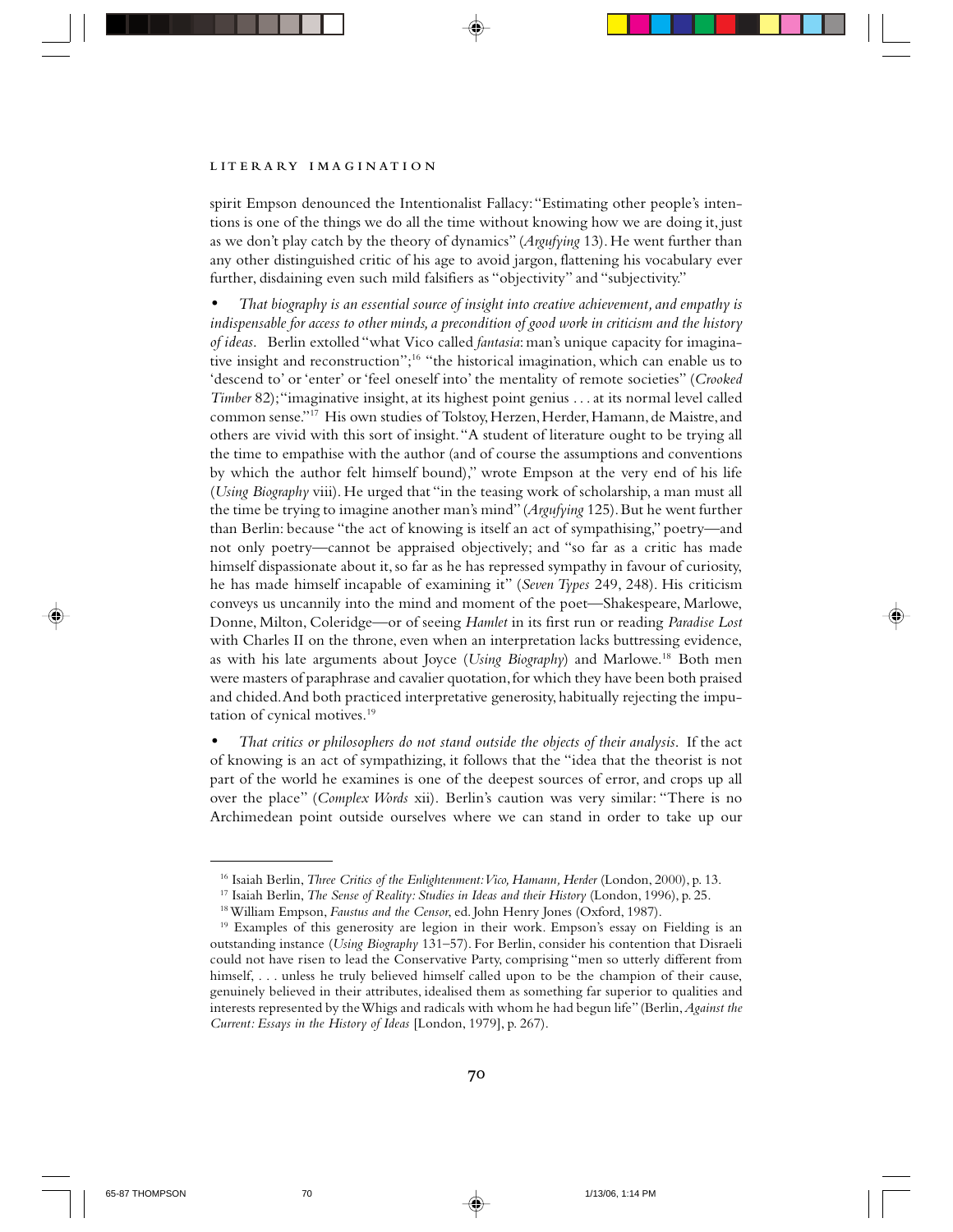spirit Empson denounced the Intentionalist Fallacy: "Estimating other people's intentions is one of the things we do all the time without knowing how we are doing it, just as we don't play catch by the theory of dynamics" (*Argufying* 13). He went further than any other distinguished critic of his age to avoid jargon, flattening his vocabulary ever further, disdaining even such mild falsifiers as "objectivity" and "subjectivity."

- *That biography is an essential source of insight into creative achievement, and empathy is indispensable for access to other minds, a precondition of good work in criticism and the history of ideas.* Berlin extolled "what Vico called *fantasia*: man's unique capacity for imaginative insight and reconstruction";[16] "the historical imagination, which can enable us to 'descend to' or 'enter' or 'feel oneself into' the mentality of remote societies" (*Crooked Timber* 82); "imaginative insight, at its highest point genius . . . at its normal level called common sense."[17] His own studies of Tolstoy, Herzen, Herder, Hamann, de Maistre, and others are vivid with this sort of insight. "A student of literature ought to be trying all the time to empathise with the author (and of course the assumptions and conventions by which the author felt himself bound)," wrote Empson at the very end of his life (*Using Biography* viii). He urged that "in the teasing work of scholarship, a man must all the time be trying to imagine another man's mind" (*Argufying* 125). But he went further than Berlin: because "the act of knowing is itself an act of sympathising," poetry—and not only poetry—cannot be appraised objectively; and "so far as a critic has made himself dispassionate about it, so far as he has repressed sympathy in favour of curiosity, he has made himself incapable of examining it" (*Seven Types* 249, 248). His criticism conveys us uncannily into the mind and moment of the poet—Shakespeare, Marlowe, Donne, Milton, Coleridge—or of seeing *Hamlet* in its first run or reading *Paradise Lost* with Charles II on the throne, even when an interpretation lacks buttressing evidence, as with his late arguments about Joyce (*Using Biography*) and Marlowe.[18] Both men were masters of paraphrase and cavalier quotation, for which they have been both praised and chided. And both practiced interpretative generosity, habitually rejecting the imputation of cynical motives.[19]

- *That critics or philosophers do not stand outside the objects of their analysis.* If the act of knowing is an act of sympathizing, it follows that the "idea that the theorist is not part of the world he examines is one of the deepest sources of error, and crops up all over the place" (*Complex Words* xii). Berlin's caution was very similar: "There is no Archimedean point outside ourselves where we can stand in order to take up our

---

[16] Isaiah Berlin, *Three Critics of the Enlightenment: Vico, Hamann, Herder* (London, 2000), p. 13.

[17] Isaiah Berlin, *The Sense of Reality: Studies in Ideas and their History* (London, 1996), p. 25.

[18] William Empson, *Faustus and the Censor*, ed. John Henry Jones (Oxford, 1987).

[19] Examples of this generosity are legion in their work. Empson's essay on Fielding is an outstanding instance (*Using Biography* 131–57). For Berlin, consider his contention that Disraeli could not have risen to lead the Conservative Party, comprising "men so utterly different from himself, . . . unless he truly believed himself called upon to be the champion of their cause, genuinely believed in their attributes, idealised them as something far superior to qualities and interests represented by the Whigs and radicals with whom he had begun life" (Berlin, *Against the Current: Essays in the History of Ideas* [London, 1979], p. 267).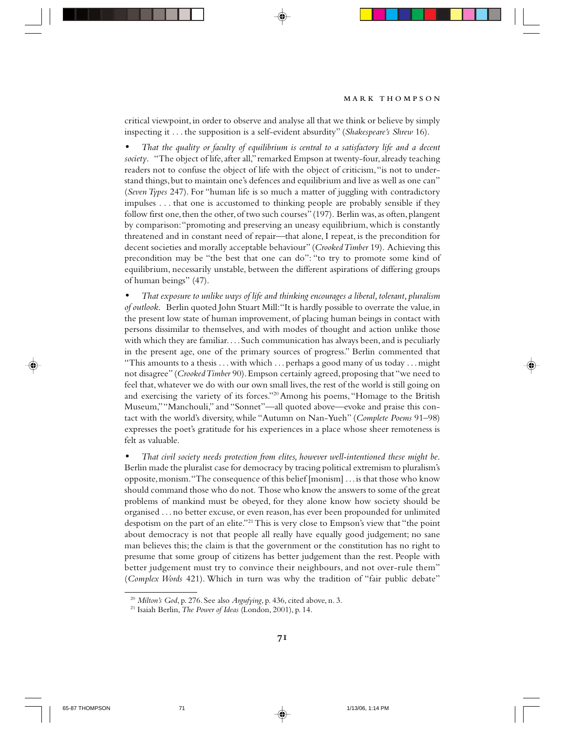critical viewpoint, in order to observe and analyse all that we think or believe by simply inspecting it . . . the supposition is a self-evident absurdity" (*Shakespeare's Shrew* 16).

• *That the quality or faculty of equilibrium is central to a satisfactory life and a decent society*. "The object of life, after all," remarked Empson at twenty-four, already teaching readers not to confuse the object of life with the object of criticism, "is not to understand things, but to maintain one's defences and equilibrium and live as well as one can" (*Seven Types* 247). For "human life is so much a matter of juggling with contradictory impulses . . . that one is accustomed to thinking people are probably sensible if they follow first one, then the other, of two such courses" (197). Berlin was, as often, plangent by comparison: "promoting and preserving an uneasy equilibrium, which is constantly threatened and in constant need of repair—that alone, I repeat, is the precondition for decent societies and morally acceptable behaviour" (*Crooked Timber* 19). Achieving this precondition may be "the best that one can do": "to try to promote some kind of equilibrium, necessarily unstable, between the different aspirations of differing groups of human beings" (47).

• *That exposure to unlike ways of life and thinking encourages a liberal, tolerant, pluralism of outlook*. Berlin quoted John Stuart Mill: "It is hardly possible to overrate the value, in the present low state of human improvement, of placing human beings in contact with persons dissimilar to themselves, and with modes of thought and action unlike those with which they are familiar. . . . Such communication has always been, and is peculiarly in the present age, one of the primary sources of progress." Berlin commented that "This amounts to a thesis . . . with which . . . perhaps a good many of us today . . . might not disagree" (*Crooked Timber* 90). Empson certainly agreed, proposing that "we need to feel that, whatever we do with our own small lives, the rest of the world is still going on and exercising the variety of its forces."[20] Among his poems, "Homage to the British Museum," "Manchouli," and "Sonnet"—all quoted above—evoke and praise this contact with the world's diversity, while "Autumn on Nan-Yueh" (*Complete Poems* 91–98) expresses the poet's gratitude for his experiences in a place whose sheer remoteness is felt as valuable.

• *That civil society needs protection from elites, however well-intentioned these might be*. Berlin made the pluralist case for democracy by tracing political extremism to pluralism's opposite, monism. "The consequence of this belief [monism] . . . is that those who know should command those who do not. Those who know the answers to some of the great problems of mankind must be obeyed, for they alone know how society should be organised . . . no better excuse, or even reason, has ever been propounded for unlimited despotism on the part of an elite."[21] This is very close to Empson's view that "the point about democracy is not that people all really have equally good judgement; no sane man believes this; the claim is that the government or the constitution has no right to presume that some group of citizens has better judgement than the rest. People with better judgement must try to convince their neighbours, and not over-rule them" (*Complex Words* 421). Which in turn was why the tradition of "fair public debate"

---

[20] *Milton's God*, p. 276. See also *Argufying*, p. 436, cited above, n. 3.

[21] Isaiah Berlin, *The Power of Ideas* (London, 2001), p. 14.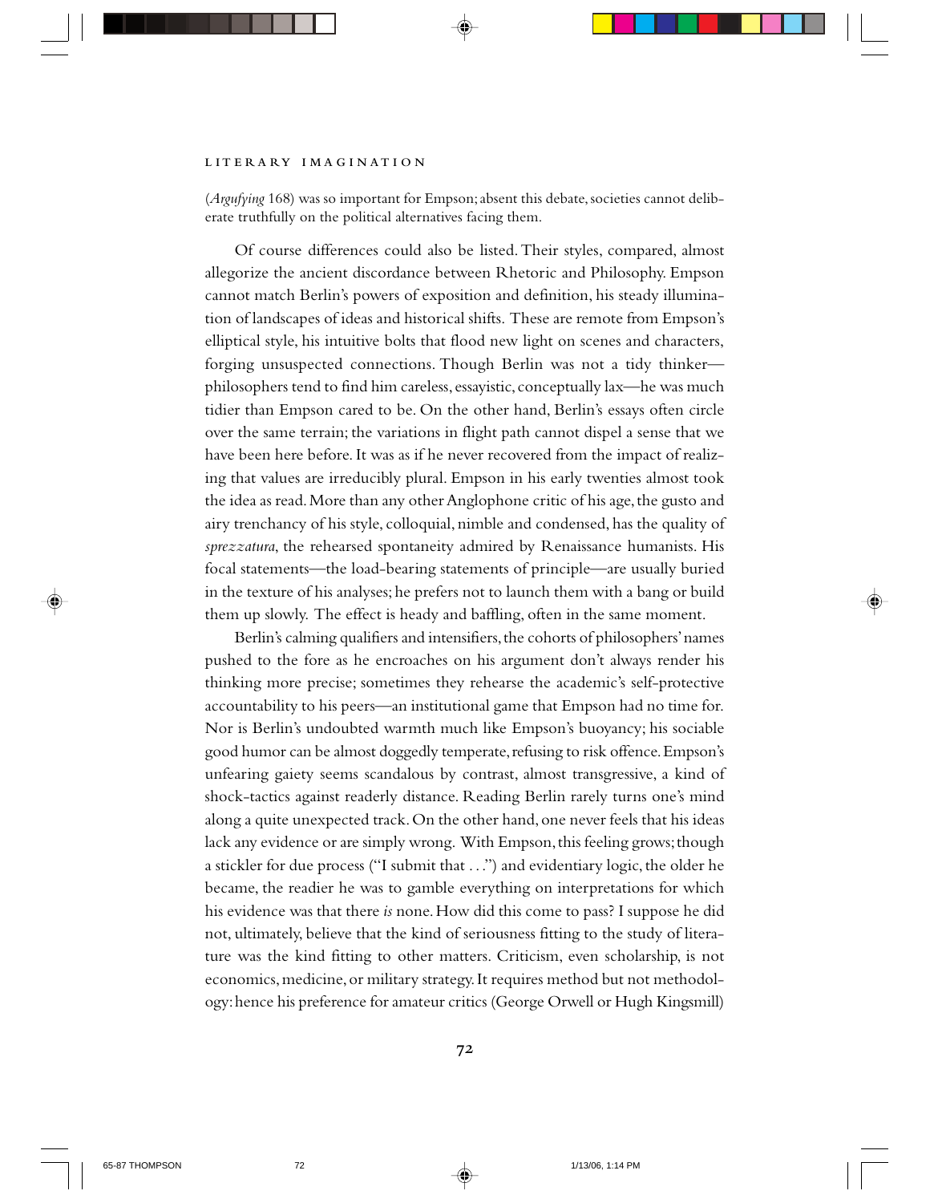(*Argufying* 168) was so important for Empson; absent this debate, societies cannot deliberate truthfully on the political alternatives facing them.

Of course differences could also be listed. Their styles, compared, almost allegorize the ancient discordance between Rhetoric and Philosophy. Empson cannot match Berlin's powers of exposition and definition, his steady illumination of landscapes of ideas and historical shifts. These are remote from Empson's elliptical style, his intuitive bolts that flood new light on scenes and characters, forging unsuspected connections. Though Berlin was not a tidy thinker—philosophers tend to find him careless, essayistic, conceptually lax—he was much tidier than Empson cared to be. On the other hand, Berlin's essays often circle over the same terrain; the variations in flight path cannot dispel a sense that we have been here before. It was as if he never recovered from the impact of realizing that values are irreducibly plural. Empson in his early twenties almost took the idea as read. More than any other Anglophone critic of his age, the gusto and airy trenchancy of his style, colloquial, nimble and condensed, has the quality of *sprezzatura*, the rehearsed spontaneity admired by Renaissance humanists. His focal statements—the load-bearing statements of principle—are usually buried in the texture of his analyses; he prefers not to launch them with a bang or build them up slowly. The effect is heady and baffling, often in the same moment.

Berlin's calming qualifiers and intensifiers, the cohorts of philosophers' names pushed to the fore as he encroaches on his argument don't always render his thinking more precise; sometimes they rehearse the academic's self-protective accountability to his peers—an institutional game that Empson had no time for. Nor is Berlin's undoubted warmth much like Empson's buoyancy; his sociable good humor can be almost doggedly temperate, refusing to risk offence. Empson's unfearing gaiety seems scandalous by contrast, almost transgressive, a kind of shock-tactics against readerly distance. Reading Berlin rarely turns one's mind along a quite unexpected track. On the other hand, one never feels that his ideas lack any evidence or are simply wrong. With Empson, this feeling grows; though a stickler for due process ("I submit that . . .") and evidentiary logic, the older he became, the readier he was to gamble everything on interpretations for which his evidence was that there *is* none. How did this come to pass? I suppose he did not, ultimately, believe that the kind of seriousness fitting to the study of literature was the kind fitting to other matters. Criticism, even scholarship, is not economics, medicine, or military strategy. It requires method but not methodology: hence his preference for amateur critics (George Orwell or Hugh Kingsmill)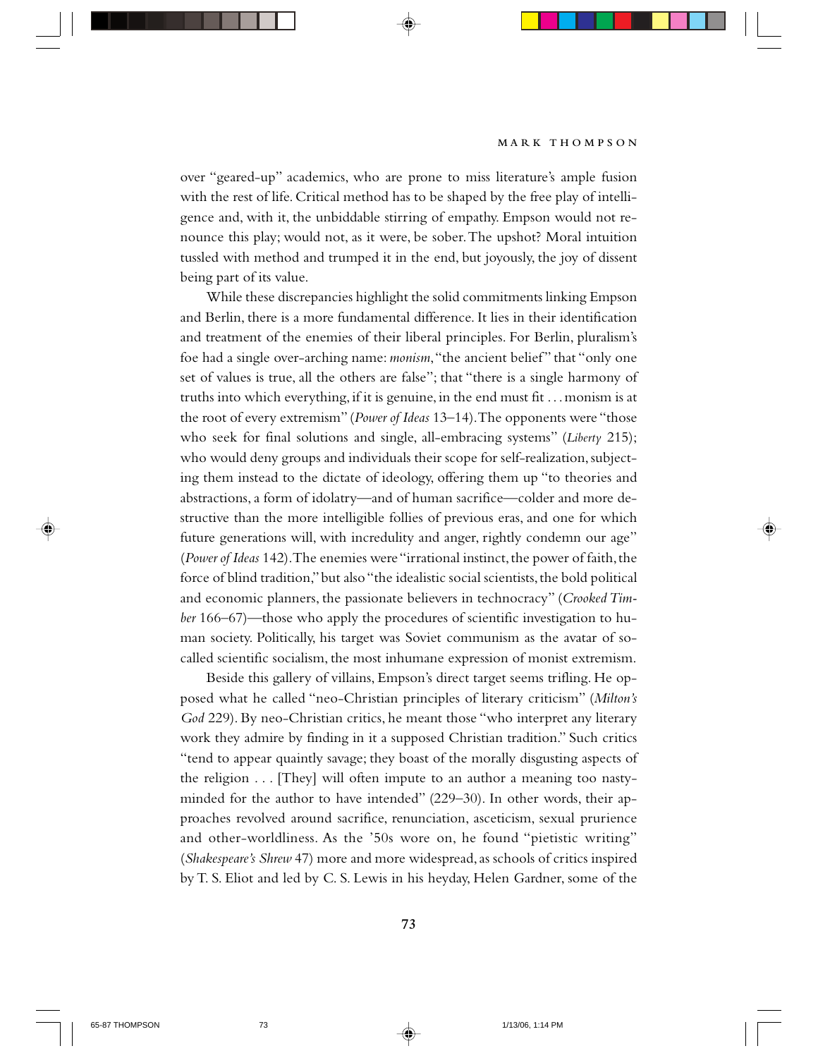over "geared-up" academics, who are prone to miss literature's ample fusion with the rest of life. Critical method has to be shaped by the free play of intelligence and, with it, the unbiddable stirring of empathy. Empson would not renounce this play; would not, as it were, be sober. The upshot? Moral intuition tussled with method and trumped it in the end, but joyously, the joy of dissent being part of its value.

While these discrepancies highlight the solid commitments linking Empson and Berlin, there is a more fundamental difference. It lies in their identification and treatment of the enemies of their liberal principles. For Berlin, pluralism's foe had a single over-arching name: *monism*, "the ancient belief" that "only one set of values is true, all the others are false"; that "there is a single harmony of truths into which everything, if it is genuine, in the end must fit . . . monism is at the root of every extremism" (*Power of Ideas* 13–14). The opponents were "those who seek for final solutions and single, all-embracing systems" (*Liberty* 215); who would deny groups and individuals their scope for self-realization, subjecting them instead to the dictate of ideology, offering them up "to theories and abstractions, a form of idolatry—and of human sacrifice—colder and more destructive than the more intelligible follies of previous eras, and one for which future generations will, with incredulity and anger, rightly condemn our age" (*Power of Ideas* 142). The enemies were "irrational instinct, the power of faith, the force of blind tradition," but also "the idealistic social scientists, the bold political and economic planners, the passionate believers in technocracy" (*Crooked Timber* 166–67)—those who apply the procedures of scientific investigation to human society. Politically, his target was Soviet communism as the avatar of so-called scientific socialism, the most inhumane expression of monist extremism.

Beside this gallery of villains, Empson's direct target seems trifling. He opposed what he called "neo-Christian principles of literary criticism" (*Milton's God* 229). By neo-Christian critics, he meant those "who interpret any literary work they admire by finding in it a supposed Christian tradition." Such critics "tend to appear quaintly savage; they boast of the morally disgusting aspects of the religion . . . [They] will often impute to an author a meaning too nasty-minded for the author to have intended" (229–30). In other words, their approaches revolved around sacrifice, renunciation, asceticism, sexual prurience and other-worldliness. As the '50s wore on, he found "pietistic writing" (*Shakespeare's Shrew* 47) more and more widespread, as schools of critics inspired by T. S. Eliot and led by C. S. Lewis in his heyday, Helen Gardner, some of the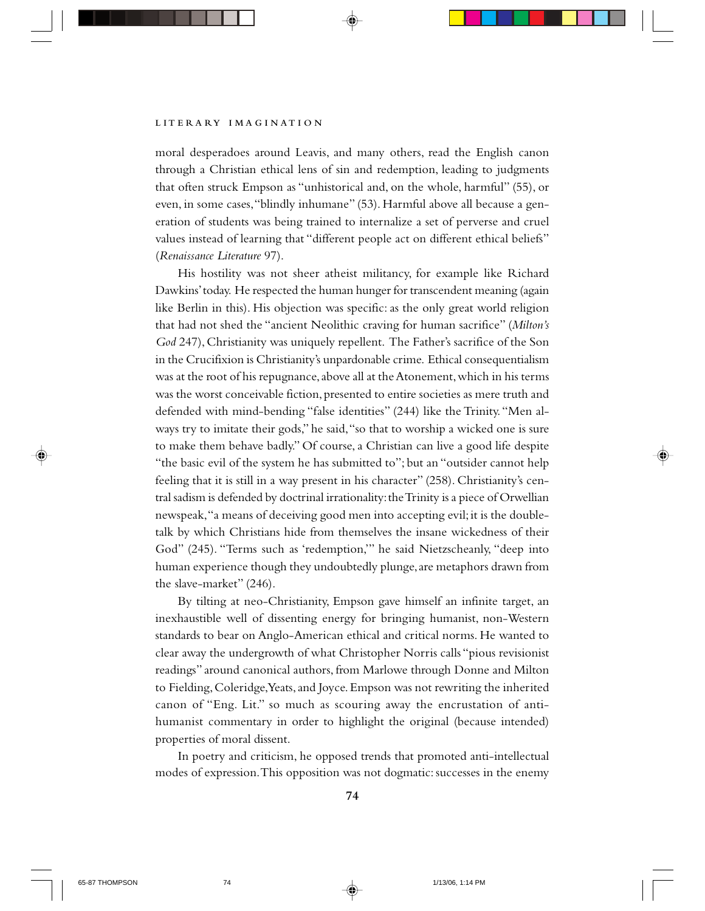moral desperadoes around Leavis, and many others, read the English canon through a Christian ethical lens of sin and redemption, leading to judgments that often struck Empson as "unhistorical and, on the whole, harmful" (55), or even, in some cases, "blindly inhumane" (53). Harmful above all because a generation of students was being trained to internalize a set of perverse and cruel values instead of learning that "different people act on different ethical beliefs" (*Renaissance Literature* 97).

His hostility was not sheer atheist militancy, for example like Richard Dawkins' today. He respected the human hunger for transcendent meaning (again like Berlin in this). His objection was specific: as the only great world religion that had not shed the "ancient Neolithic craving for human sacrifice" (*Milton's God* 247), Christianity was uniquely repellent. The Father's sacrifice of the Son in the Crucifixion is Christianity's unpardonable crime. Ethical consequentialism was at the root of his repugnance, above all at the Atonement, which in his terms was the worst conceivable fiction, presented to entire societies as mere truth and defended with mind-bending "false identities" (244) like the Trinity. "Men always try to imitate their gods," he said, "so that to worship a wicked one is sure to make them behave badly." Of course, a Christian can live a good life despite "the basic evil of the system he has submitted to"; but an "outsider cannot help feeling that it is still in a way present in his character" (258). Christianity's central sadism is defended by doctrinal irrationality: the Trinity is a piece of Orwellian newspeak, "a means of deceiving good men into accepting evil; it is the double-talk by which Christians hide from themselves the insane wickedness of their God" (245). "Terms such as 'redemption,'" he said Nietzscheanly, "deep into human experience though they undoubtedly plunge, are metaphors drawn from the slave-market" (246).

By tilting at neo-Christianity, Empson gave himself an infinite target, an inexhaustible well of dissenting energy for bringing humanist, non-Western standards to bear on Anglo-American ethical and critical norms. He wanted to clear away the undergrowth of what Christopher Norris calls "pious revisionist readings" around canonical authors, from Marlowe through Donne and Milton to Fielding, Coleridge, Yeats, and Joyce. Empson was not rewriting the inherited canon of "Eng. Lit." so much as scouring away the encrustation of anti-humanist commentary in order to highlight the original (because intended) properties of moral dissent.

In poetry and criticism, he opposed trends that promoted anti-intellectual modes of expression. This opposition was not dogmatic: successes in the enemy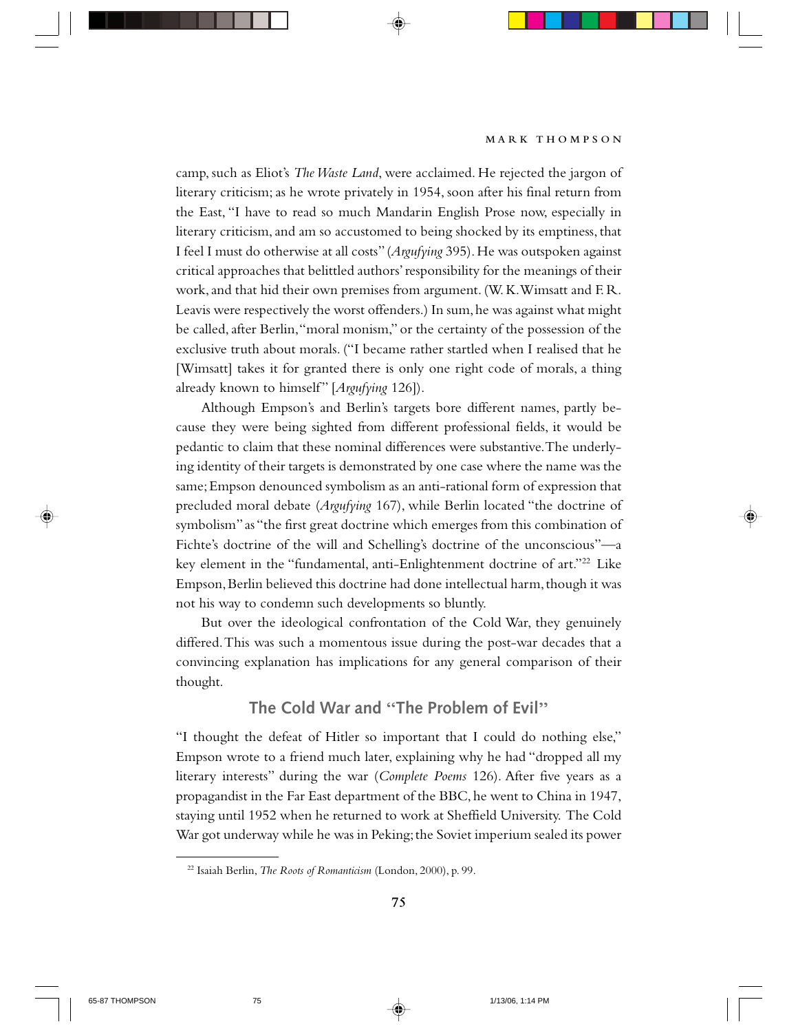camp, such as Eliot's *The Waste Land*, were acclaimed. He rejected the jargon of literary criticism; as he wrote privately in 1954, soon after his final return from the East, "I have to read so much Mandarin English Prose now, especially in literary criticism, and am so accustomed to being shocked by its emptiness, that I feel I must do otherwise at all costs" (*Argufying* 395). He was outspoken against critical approaches that belittled authors' responsibility for the meanings of their work, and that hid their own premises from argument. (W. K. Wimsatt and F. R. Leavis were respectively the worst offenders.) In sum, he was against what might be called, after Berlin, "moral monism," or the certainty of the possession of the exclusive truth about morals. ("I became rather startled when I realised that he [Wimsatt] takes it for granted there is only one right code of morals, a thing already known to himself" [*Argufying* 126]).

Although Empson's and Berlin's targets bore different names, partly because they were being sighted from different professional fields, it would be pedantic to claim that these nominal differences were substantive. The underlying identity of their targets is demonstrated by one case where the name was the same; Empson denounced symbolism as an anti-rational form of expression that precluded moral debate (*Argufying* 167), while Berlin located "the doctrine of symbolism" as "the first great doctrine which emerges from this combination of Fichte's doctrine of the will and Schelling's doctrine of the unconscious"—a key element in the "fundamental, anti-Enlightenment doctrine of art."[22] Like Empson, Berlin believed this doctrine had done intellectual harm, though it was not his way to condemn such developments so bluntly.

But over the ideological confrontation of the Cold War, they genuinely differed. This was such a momentous issue during the post-war decades that a convincing explanation has implications for any general comparison of their thought.

## The Cold War and "The Problem of Evil"

"I thought the defeat of Hitler so important that I could do nothing else," Empson wrote to a friend much later, explaining why he had "dropped all my literary interests" during the war (*Complete Poems* 126). After five years as a propagandist in the Far East department of the BBC, he went to China in 1947, staying until 1952 when he returned to work at Sheffield University. The Cold War got underway while he was in Peking; the Soviet imperium sealed its power

[22] Isaiah Berlin, *The Roots of Romanticism* (London, 2000), p. 99.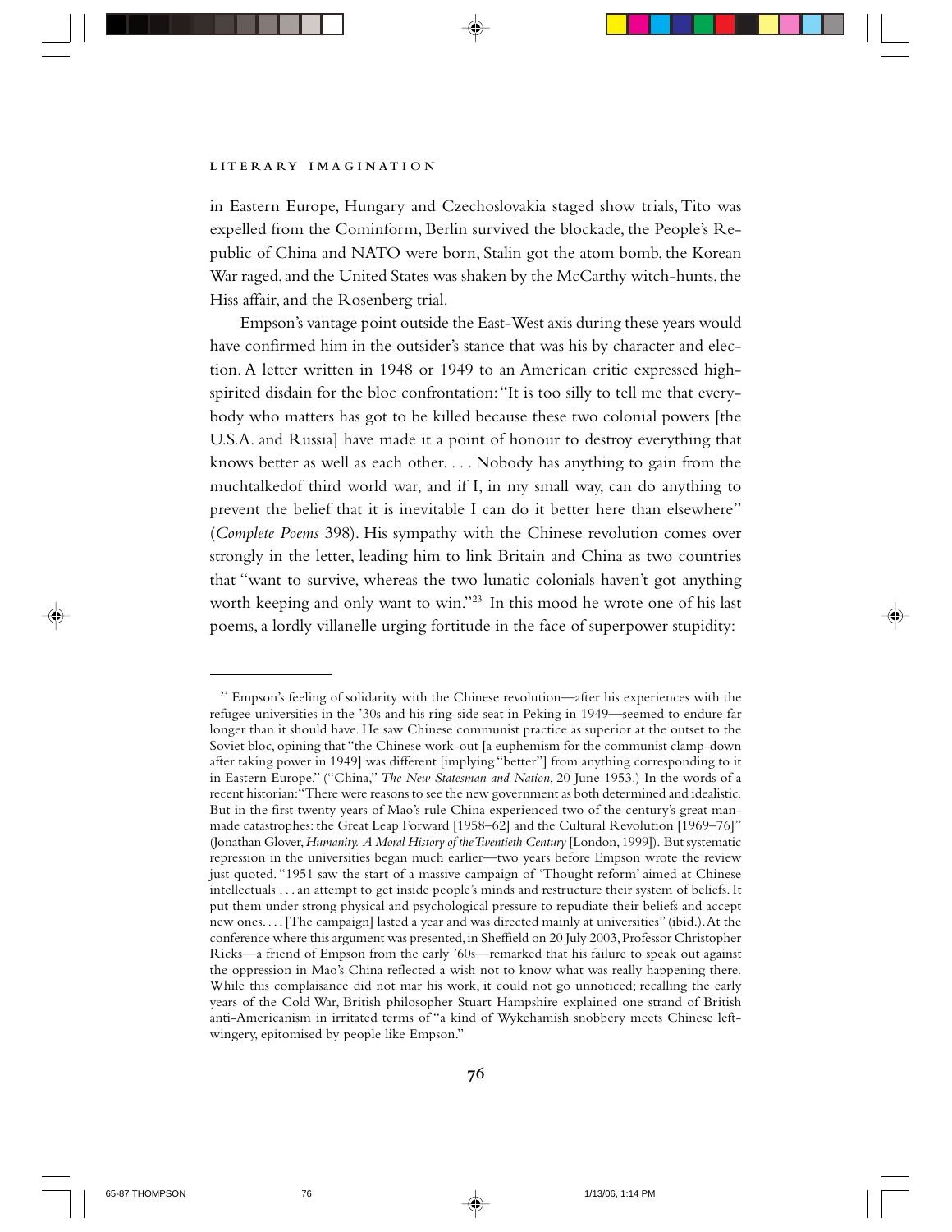in Eastern Europe, Hungary and Czechoslovakia staged show trials, Tito was expelled from the Cominform, Berlin survived the blockade, the People's Republic of China and NATO were born, Stalin got the atom bomb, the Korean War raged, and the United States was shaken by the McCarthy witch-hunts, the Hiss affair, and the Rosenberg trial.

Empson's vantage point outside the East-West axis during these years would have confirmed him in the outsider's stance that was his by character and election. A letter written in 1948 or 1949 to an American critic expressed high-spirited disdain for the bloc confrontation: "It is too silly to tell me that everybody who matters has got to be killed because these two colonial powers [the U.S.A. and Russia] have made it a point of honour to destroy everything that knows better as well as each other. . . . Nobody has anything to gain from the muchtalkedof third world war, and if I, in my small way, can do anything to prevent the belief that it is inevitable I can do it better here than elsewhere" (*Complete Poems* 398). His sympathy with the Chinese revolution comes over strongly in the letter, leading him to link Britain and China as two countries that "want to survive, whereas the two lunatic colonials haven't got anything worth keeping and only want to win."[23] In this mood he wrote one of his last poems, a lordly villanelle urging fortitude in the face of superpower stupidity:

---

[23] Empson's feeling of solidarity with the Chinese revolution—after his experiences with the refugee universities in the '30s and his ring-side seat in Peking in 1949—seemed to endure far longer than it should have. He saw Chinese communist practice as superior at the outset to the Soviet bloc, opining that "the Chinese work-out [a euphemism for the communist clamp-down after taking power in 1949] was different [implying "better"] from anything corresponding to it in Eastern Europe." ("China," *The New Statesman and Nation*, 20 June 1953.) In the words of a recent historian: "There were reasons to see the new government as both determined and idealistic. But in the first twenty years of Mao's rule China experienced two of the century's great man-made catastrophes: the Great Leap Forward [1958–62] and the Cultural Revolution [1969–76]" (Jonathan Glover, *Humanity. A Moral History of the Twentieth Century* [London, 1999]). But systematic repression in the universities began much earlier—two years before Empson wrote the review just quoted. "1951 saw the start of a massive campaign of 'Thought reform' aimed at Chinese intellectuals . . . an attempt to get inside people's minds and restructure their system of beliefs. It put them under strong physical and psychological pressure to repudiate their beliefs and accept new ones. . . . [The campaign] lasted a year and was directed mainly at universities" (ibid.). At the conference where this argument was presented, in Sheffield on 20 July 2003, Professor Christopher Ricks—a friend of Empson from the early '60s—remarked that his failure to speak out against the oppression in Mao's China reflected a wish not to know what was really happening there. While this complaisance did not mar his work, it could not go unnoticed; recalling the early years of the Cold War, British philosopher Stuart Hampshire explained one strand of British anti-Americanism in irritated terms of "a kind of Wykehamish snobbery meets Chinese left-wingery, epitomised by people like Empson."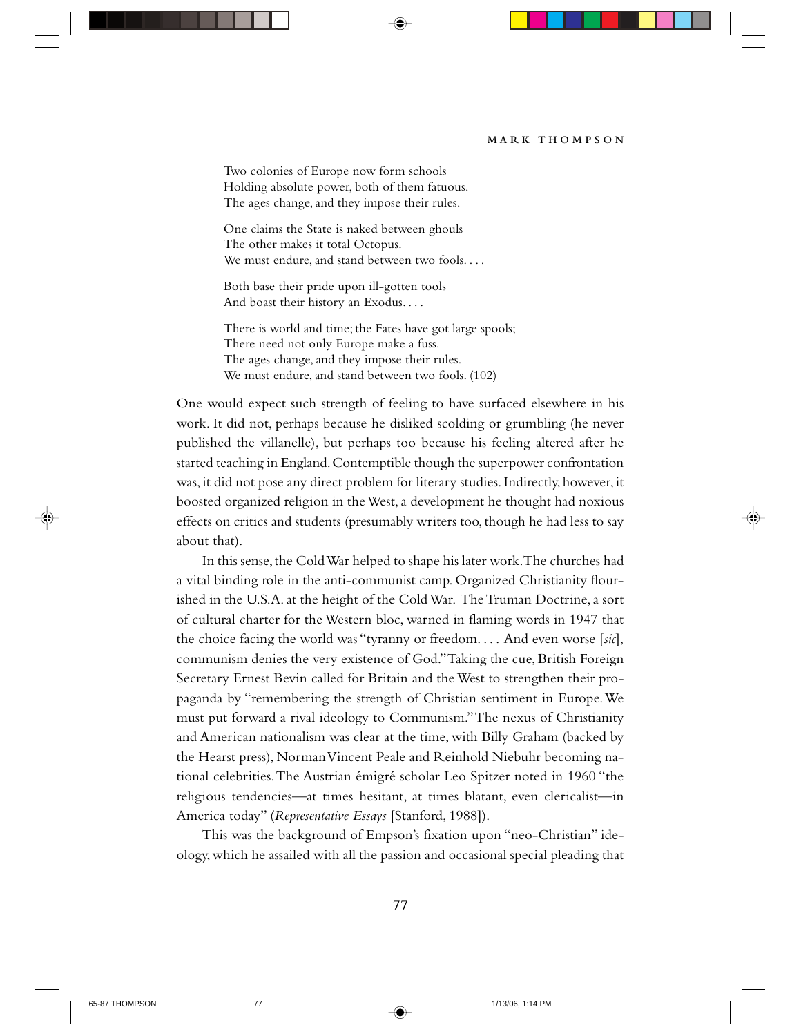> Two colonies of Europe now form schools
> Holding absolute power, both of them fatuous.
> The ages change, and they impose their rules.
>
> One claims the State is naked between ghouls
> The other makes it total Octopus.
> We must endure, and stand between two fools. . . .
>
> Both base their pride upon ill-gotten tools
> And boast their history an Exodus. . . .
>
> There is world and time; the Fates have got large spools;
> There need not only Europe make a fuss.
> The ages change, and they impose their rules.
> We must endure, and stand between two fools. (102)

One would expect such strength of feeling to have surfaced elsewhere in his work. It did not, perhaps because he disliked scolding or grumbling (he never published the villanelle), but perhaps too because his feeling altered after he started teaching in England. Contemptible though the superpower confrontation was, it did not pose any direct problem for literary studies. Indirectly, however, it boosted organized religion in the West, a development he thought had noxious effects on critics and students (presumably writers too, though he had less to say about that).

In this sense, the Cold War helped to shape his later work. The churches had a vital binding role in the anti-communist camp. Organized Christianity flourished in the U.S.A. at the height of the Cold War. The Truman Doctrine, a sort of cultural charter for the Western bloc, warned in flaming words in 1947 that the choice facing the world was "tyranny or freedom. . . . And even worse [*sic*], communism denies the very existence of God." Taking the cue, British Foreign Secretary Ernest Bevin called for Britain and the West to strengthen their propaganda by "remembering the strength of Christian sentiment in Europe. We must put forward a rival ideology to Communism." The nexus of Christianity and American nationalism was clear at the time, with Billy Graham (backed by the Hearst press), Norman Vincent Peale and Reinhold Niebuhr becoming national celebrities. The Austrian émigré scholar Leo Spitzer noted in 1960 "the religious tendencies—at times hesitant, at times blatant, even clericalist—in America today" (*Representative Essays* [Stanford, 1988]).

This was the background of Empson's fixation upon "neo-Christian" ideology, which he assailed with all the passion and occasional special pleading that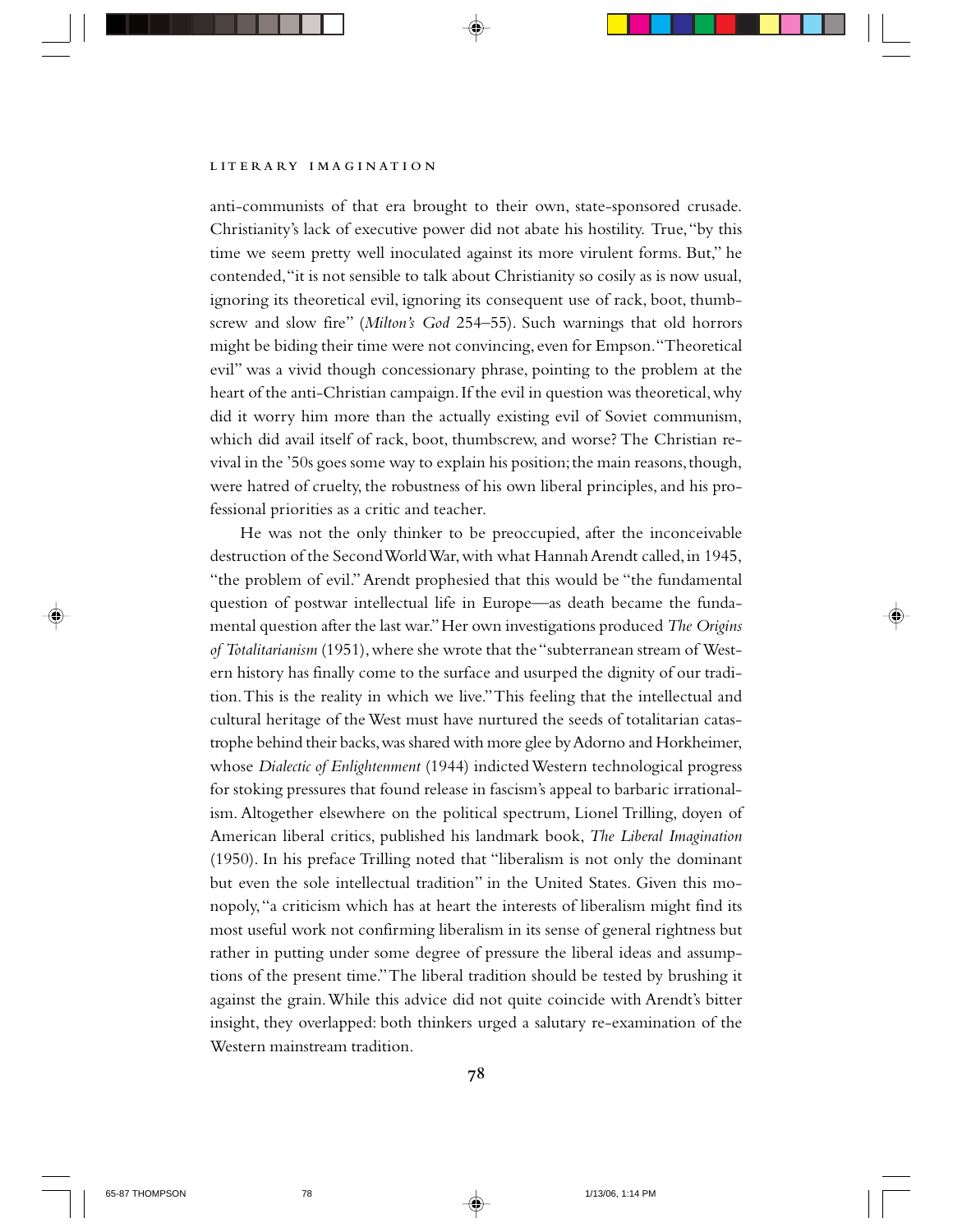anti-communists of that era brought to their own, state-sponsored crusade. Christianity's lack of executive power did not abate his hostility. True, "by this time we seem pretty well inoculated against its more virulent forms. But," he contended, "it is not sensible to talk about Christianity so cosily as is now usual, ignoring its theoretical evil, ignoring its consequent use of rack, boot, thumbscrew and slow fire" (*Milton's God* 254–55). Such warnings that old horrors might be biding their time were not convincing, even for Empson. "Theoretical evil" was a vivid though concessionary phrase, pointing to the problem at the heart of the anti-Christian campaign. If the evil in question was theoretical, why did it worry him more than the actually existing evil of Soviet communism, which did avail itself of rack, boot, thumbscrew, and worse? The Christian revival in the '50s goes some way to explain his position; the main reasons, though, were hatred of cruelty, the robustness of his own liberal principles, and his professional priorities as a critic and teacher.

He was not the only thinker to be preoccupied, after the inconceivable destruction of the Second World War, with what Hannah Arendt called, in 1945, "the problem of evil." Arendt prophesied that this would be "the fundamental question of postwar intellectual life in Europe—as death became the fundamental question after the last war." Her own investigations produced *The Origins of Totalitarianism* (1951), where she wrote that the "subterranean stream of Western history has finally come to the surface and usurped the dignity of our tradition. This is the reality in which we live." This feeling that the intellectual and cultural heritage of the West must have nurtured the seeds of totalitarian catastrophe behind their backs, was shared with more glee by Adorno and Horkheimer, whose *Dialectic of Enlightenment* (1944) indicted Western technological progress for stoking pressures that found release in fascism's appeal to barbaric irrationalism. Altogether elsewhere on the political spectrum, Lionel Trilling, doyen of American liberal critics, published his landmark book, *The Liberal Imagination* (1950). In his preface Trilling noted that "liberalism is not only the dominant but even the sole intellectual tradition" in the United States. Given this monopoly, "a criticism which has at heart the interests of liberalism might find its most useful work not confirming liberalism in its sense of general rightness but rather in putting under some degree of pressure the liberal ideas and assumptions of the present time." The liberal tradition should be tested by brushing it against the grain. While this advice did not quite coincide with Arendt's bitter insight, they overlapped: both thinkers urged a salutary re-examination of the Western mainstream tradition.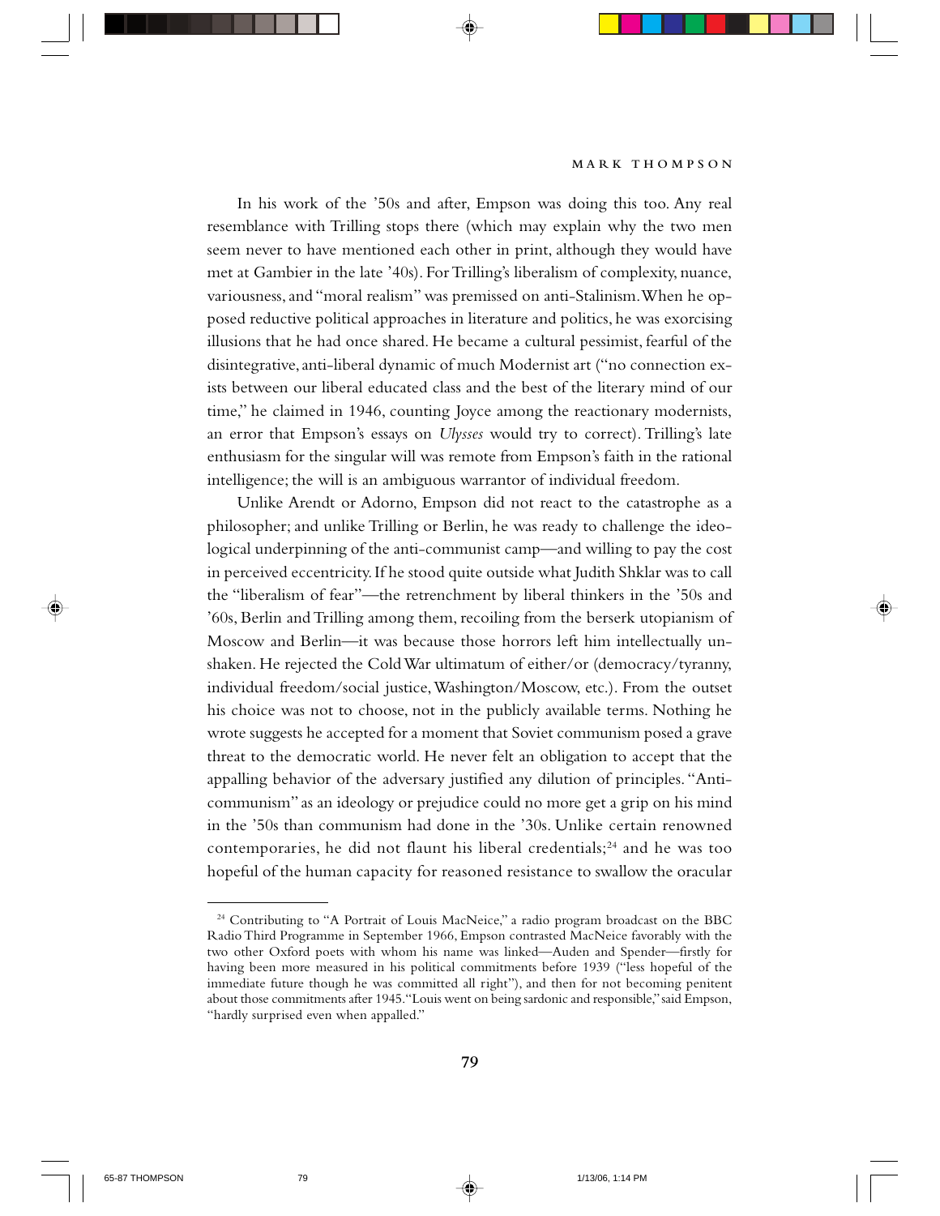In his work of the '50s and after, Empson was doing this too. Any real resemblance with Trilling stops there (which may explain why the two men seem never to have mentioned each other in print, although they would have met at Gambier in the late '40s). For Trilling's liberalism of complexity, nuance, variousness, and "moral realism" was premissed on anti-Stalinism. When he opposed reductive political approaches in literature and politics, he was exorcising illusions that he had once shared. He became a cultural pessimist, fearful of the disintegrative, anti-liberal dynamic of much Modernist art ("no connection exists between our liberal educated class and the best of the literary mind of our time," he claimed in 1946, counting Joyce among the reactionary modernists, an error that Empson's essays on *Ulysses* would try to correct). Trilling's late enthusiasm for the singular will was remote from Empson's faith in the rational intelligence; the will is an ambiguous warrantor of individual freedom.

Unlike Arendt or Adorno, Empson did not react to the catastrophe as a philosopher; and unlike Trilling or Berlin, he was ready to challenge the ideological underpinning of the anti-communist camp—and willing to pay the cost in perceived eccentricity. If he stood quite outside what Judith Shklar was to call the "liberalism of fear"—the retrenchment by liberal thinkers in the '50s and '60s, Berlin and Trilling among them, recoiling from the berserk utopianism of Moscow and Berlin—it was because those horrors left him intellectually unshaken. He rejected the Cold War ultimatum of either/or (democracy/tyranny, individual freedom/social justice, Washington/Moscow, etc.). From the outset his choice was not to choose, not in the publicly available terms. Nothing he wrote suggests he accepted for a moment that Soviet communism posed a grave threat to the democratic world. He never felt an obligation to accept that the appalling behavior of the adversary justified any dilution of principles. "Anti-communism" as an ideology or prejudice could no more get a grip on his mind in the '50s than communism had done in the '30s. Unlike certain renowned contemporaries, he did not flaunt his liberal credentials;[24] and he was too hopeful of the human capacity for reasoned resistance to swallow the oracular

---

[24] Contributing to "A Portrait of Louis MacNeice," a radio program broadcast on the BBC Radio Third Programme in September 1966, Empson contrasted MacNeice favorably with the two other Oxford poets with whom his name was linked—Auden and Spender—firstly for having been more measured in his political commitments before 1939 ("less hopeful of the immediate future though he was committed all right"), and then for not becoming penitent about those commitments after 1945. "Louis went on being sardonic and responsible," said Empson, "hardly surprised even when appalled."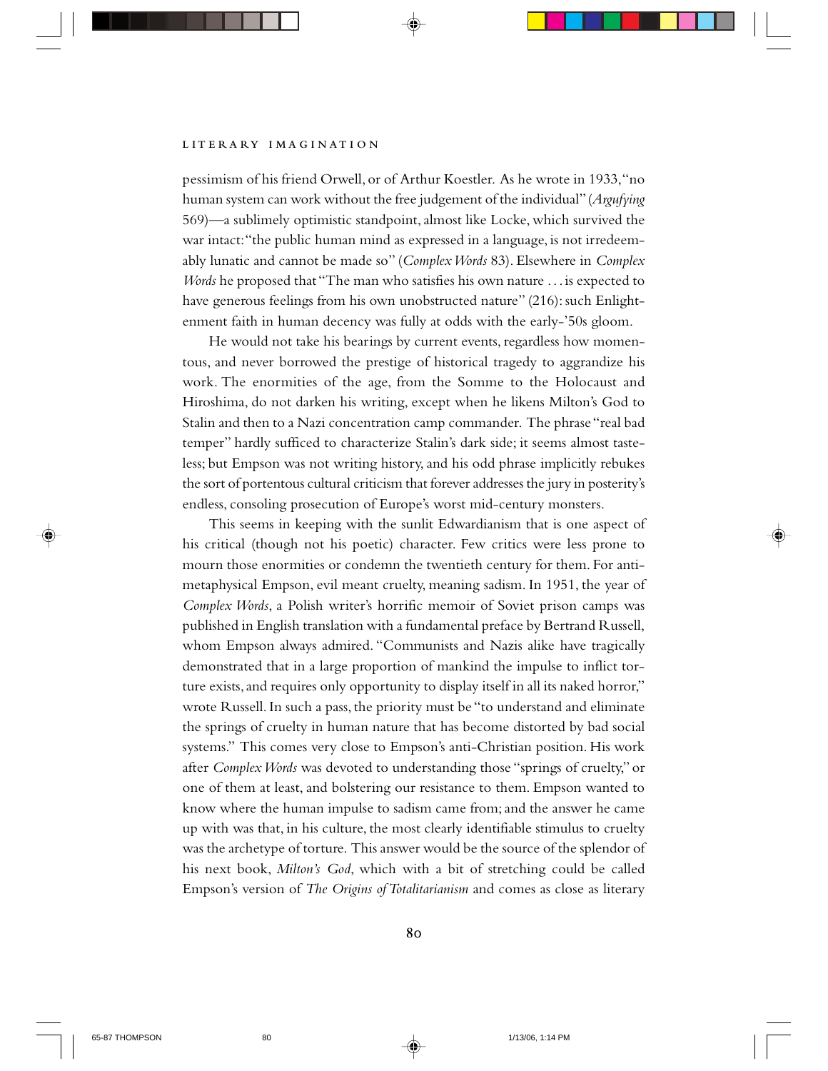pessimism of his friend Orwell, or of Arthur Koestler. As he wrote in 1933, "no human system can work without the free judgement of the individual" (*Argufying* 569)—a sublimely optimistic standpoint, almost like Locke, which survived the war intact: "the public human mind as expressed in a language, is not irredeemably lunatic and cannot be made so" (*Complex Words* 83). Elsewhere in *Complex Words* he proposed that "The man who satisfies his own nature . . . is expected to have generous feelings from his own unobstructed nature" (216): such Enlightenment faith in human decency was fully at odds with the early-'50s gloom.

He would not take his bearings by current events, regardless how momentous, and never borrowed the prestige of historical tragedy to aggrandize his work. The enormities of the age, from the Somme to the Holocaust and Hiroshima, do not darken his writing, except when he likens Milton's God to Stalin and then to a Nazi concentration camp commander. The phrase "real bad temper" hardly sufficed to characterize Stalin's dark side; it seems almost tasteless; but Empson was not writing history, and his odd phrase implicitly rebukes the sort of portentous cultural criticism that forever addresses the jury in posterity's endless, consoling prosecution of Europe's worst mid-century monsters.

This seems in keeping with the sunlit Edwardianism that is one aspect of his critical (though not his poetic) character. Few critics were less prone to mourn those enormities or condemn the twentieth century for them. For anti-metaphysical Empson, evil meant cruelty, meaning sadism. In 1951, the year of *Complex Words*, a Polish writer's horrific memoir of Soviet prison camps was published in English translation with a fundamental preface by Bertrand Russell, whom Empson always admired. "Communists and Nazis alike have tragically demonstrated that in a large proportion of mankind the impulse to inflict torture exists, and requires only opportunity to display itself in all its naked horror," wrote Russell. In such a pass, the priority must be "to understand and eliminate the springs of cruelty in human nature that has become distorted by bad social systems." This comes very close to Empson's anti-Christian position. His work after *Complex Words* was devoted to understanding those "springs of cruelty," or one of them at least, and bolstering our resistance to them. Empson wanted to know where the human impulse to sadism came from; and the answer he came up with was that, in his culture, the most clearly identifiable stimulus to cruelty was the archetype of torture. This answer would be the source of the splendor of his next book, *Milton's God*, which with a bit of stretching could be called Empson's version of *The Origins of Totalitarianism* and comes as close as literary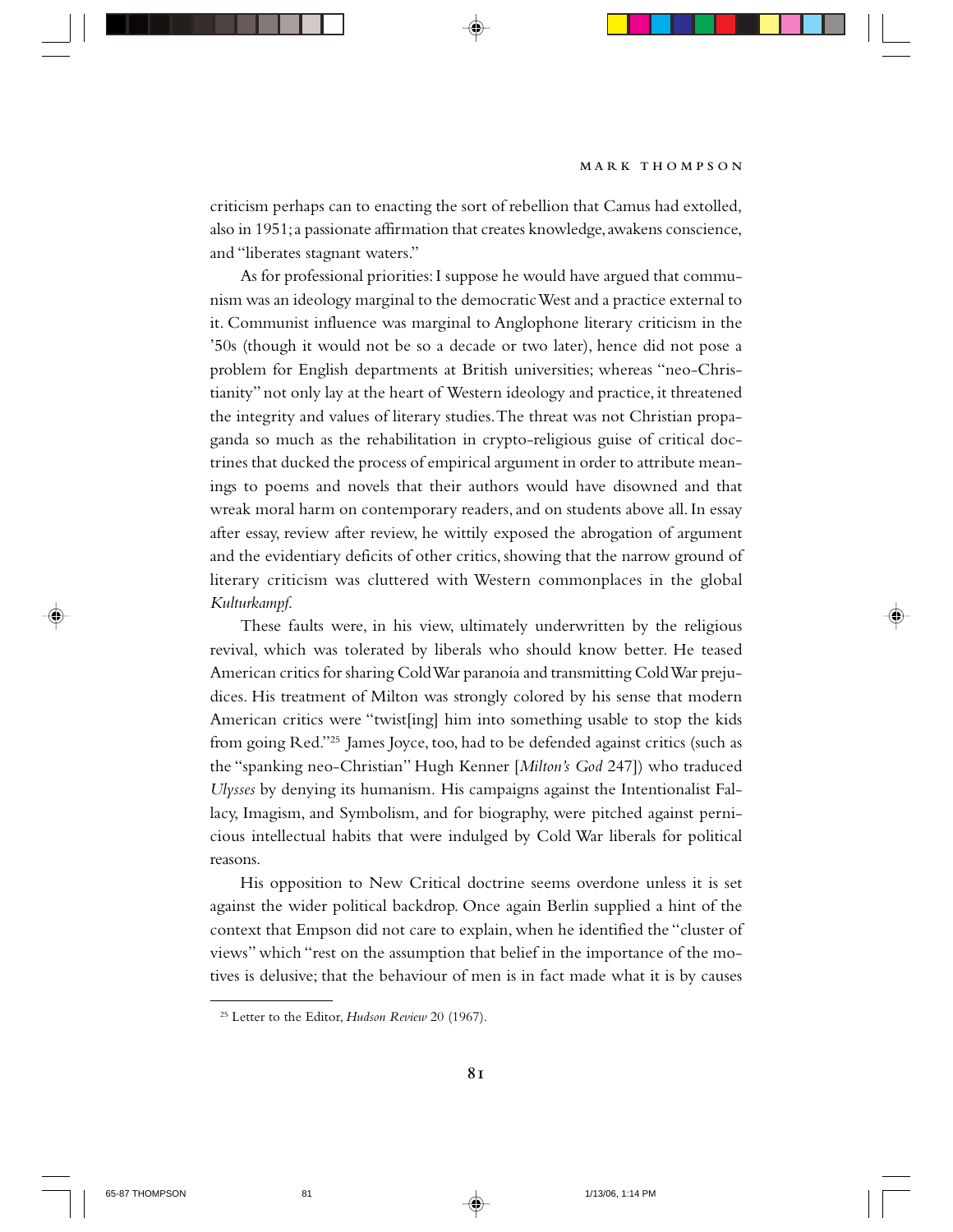criticism perhaps can to enacting the sort of rebellion that Camus had extolled, also in 1951; a passionate affirmation that creates knowledge, awakens conscience, and "liberates stagnant waters."

As for professional priorities: I suppose he would have argued that communism was an ideology marginal to the democratic West and a practice external to it. Communist influence was marginal to Anglophone literary criticism in the '50s (though it would not be so a decade or two later), hence did not pose a problem for English departments at British universities; whereas "neo-Christianity" not only lay at the heart of Western ideology and practice, it threatened the integrity and values of literary studies. The threat was not Christian propaganda so much as the rehabilitation in crypto-religious guise of critical doctrines that ducked the process of empirical argument in order to attribute meanings to poems and novels that their authors would have disowned and that wreak moral harm on contemporary readers, and on students above all. In essay after essay, review after review, he wittily exposed the abrogation of argument and the evidentiary deficits of other critics, showing that the narrow ground of literary criticism was cluttered with Western commonplaces in the global *Kulturkampf*.

These faults were, in his view, ultimately underwritten by the religious revival, which was tolerated by liberals who should know better. He teased American critics for sharing Cold War paranoia and transmitting Cold War prejudices. His treatment of Milton was strongly colored by his sense that modern American critics were "twist[ing] him into something usable to stop the kids from going Red."[25] James Joyce, too, had to be defended against critics (such as the "spanking neo-Christian" Hugh Kenner [*Milton's God* 247]) who traduced *Ulysses* by denying its humanism. His campaigns against the Intentionalist Fallacy, Imagism, and Symbolism, and for biography, were pitched against pernicious intellectual habits that were indulged by Cold War liberals for political reasons.

His opposition to New Critical doctrine seems overdone unless it is set against the wider political backdrop. Once again Berlin supplied a hint of the context that Empson did not care to explain, when he identified the "cluster of views" which "rest on the assumption that belief in the importance of the motives is delusive; that the behaviour of men is in fact made what it is by causes

[25] Letter to the Editor, *Hudson Review* 20 (1967).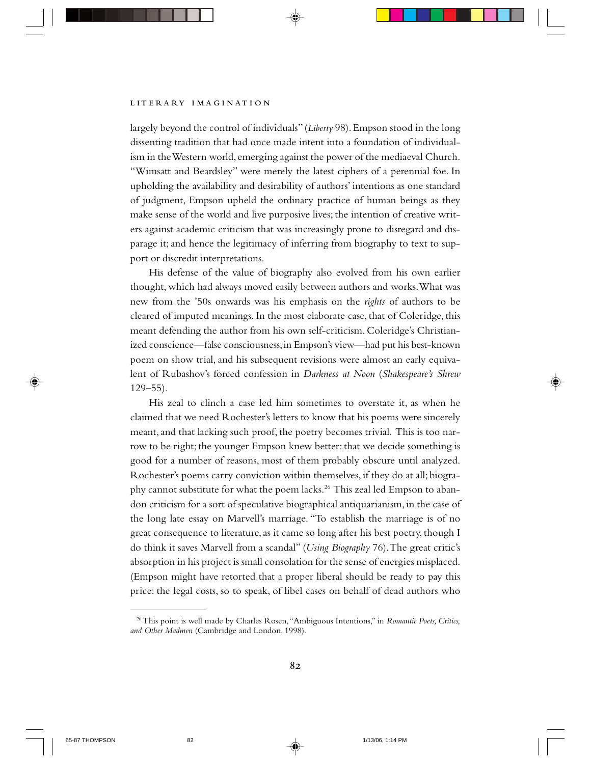largely beyond the control of individuals" (*Liberty* 98). Empson stood in the long dissenting tradition that had once made intent into a foundation of individualism in the Western world, emerging against the power of the mediaeval Church. "Wimsatt and Beardsley" were merely the latest ciphers of a perennial foe. In upholding the availability and desirability of authors' intentions as one standard of judgment, Empson upheld the ordinary practice of human beings as they make sense of the world and live purposive lives; the intention of creative writers against academic criticism that was increasingly prone to disregard and disparage it; and hence the legitimacy of inferring from biography to text to support or discredit interpretations.

His defense of the value of biography also evolved from his own earlier thought, which had always moved easily between authors and works. What was new from the '50s onwards was his emphasis on the *rights* of authors to be cleared of imputed meanings. In the most elaborate case, that of Coleridge, this meant defending the author from his own self-criticism. Coleridge's Christianized conscience—false consciousness, in Empson's view—had put his best-known poem on show trial, and his subsequent revisions were almost an early equivalent of Rubashov's forced confession in *Darkness at Noon* (*Shakespeare's Shrew* 129–55).

His zeal to clinch a case led him sometimes to overstate it, as when he claimed that we need Rochester's letters to know that his poems were sincerely meant, and that lacking such proof, the poetry becomes trivial. This is too narrow to be right; the younger Empson knew better: that we decide something is good for a number of reasons, most of them probably obscure until analyzed. Rochester's poems carry conviction within themselves, if they do at all; biography cannot substitute for what the poem lacks.[26] This zeal led Empson to abandon criticism for a sort of speculative biographical antiquarianism, in the case of the long late essay on Marvell's marriage. "To establish the marriage is of no great consequence to literature, as it came so long after his best poetry, though I do think it saves Marvell from a scandal" (*Using Biography* 76). The great critic's absorption in his project is small consolation for the sense of energies misplaced. (Empson might have retorted that a proper liberal should be ready to pay this price: the legal costs, so to speak, of libel cases on behalf of dead authors who

[26] This point is well made by Charles Rosen, "Ambiguous Intentions," in *Romantic Poets, Critics, and Other Madmen* (Cambridge and London, 1998).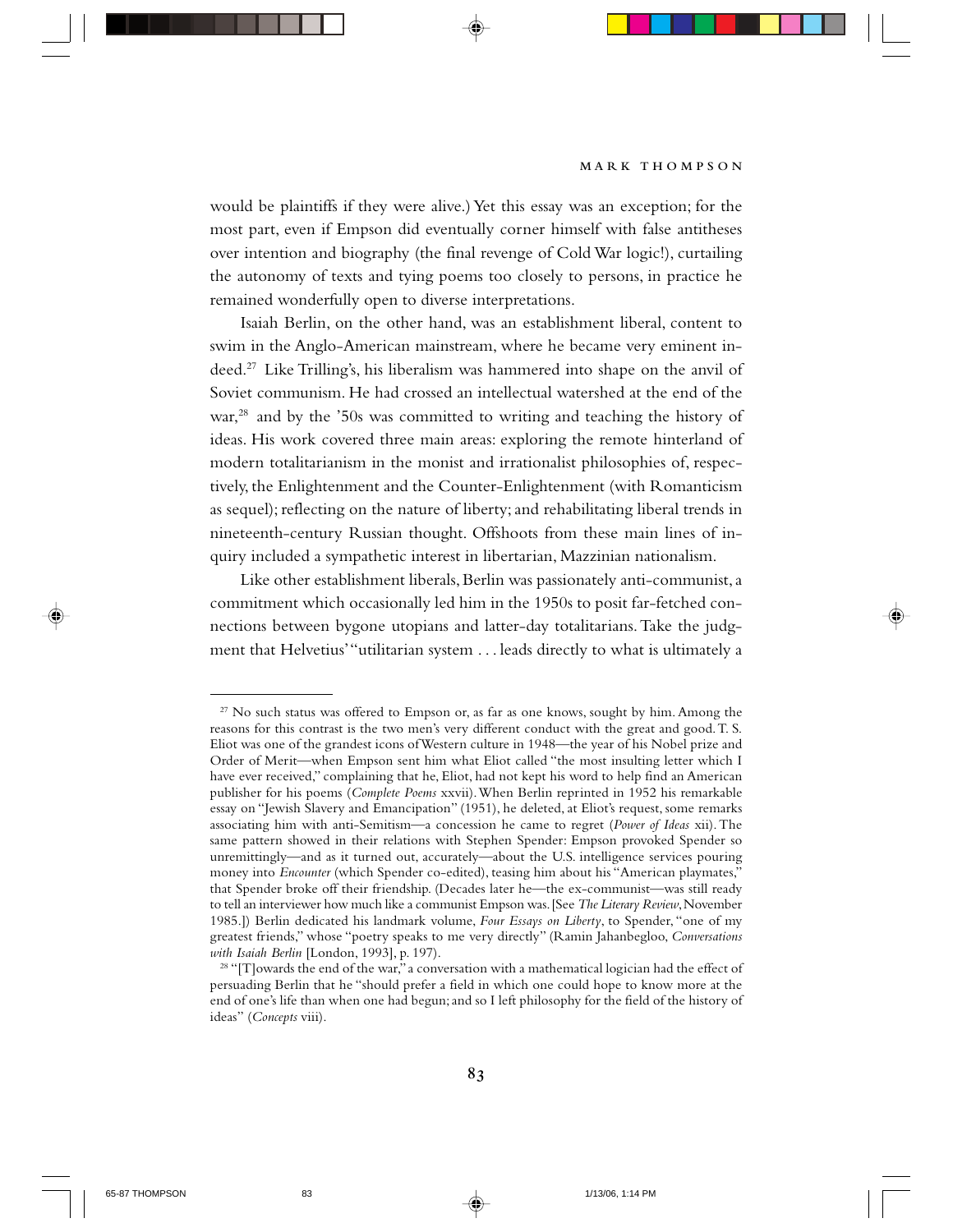would be plaintiffs if they were alive.) Yet this essay was an exception; for the most part, even if Empson did eventually corner himself with false antitheses over intention and biography (the final revenge of Cold War logic!), curtailing the autonomy of texts and tying poems too closely to persons, in practice he remained wonderfully open to diverse interpretations.

Isaiah Berlin, on the other hand, was an establishment liberal, content to swim in the Anglo-American mainstream, where he became very eminent indeed.[27] Like Trilling's, his liberalism was hammered into shape on the anvil of Soviet communism. He had crossed an intellectual watershed at the end of the war,[28] and by the '50s was committed to writing and teaching the history of ideas. His work covered three main areas: exploring the remote hinterland of modern totalitarianism in the monist and irrationalist philosophies of, respectively, the Enlightenment and the Counter-Enlightenment (with Romanticism as sequel); reflecting on the nature of liberty; and rehabilitating liberal trends in nineteenth-century Russian thought. Offshoots from these main lines of inquiry included a sympathetic interest in libertarian, Mazzinian nationalism.

Like other establishment liberals, Berlin was passionately anti-communist, a commitment which occasionally led him in the 1950s to posit far-fetched connections between bygone utopians and latter-day totalitarians. Take the judgment that Helvetius' "utilitarian system . . . leads directly to what is ultimately a

---

[27] No such status was offered to Empson or, as far as one knows, sought by him. Among the reasons for this contrast is the two men's very different conduct with the great and good. T. S. Eliot was one of the grandest icons of Western culture in 1948—the year of his Nobel prize and Order of Merit—when Empson sent him what Eliot called "the most insulting letter which I have ever received," complaining that he, Eliot, had not kept his word to help find an American publisher for his poems (*Complete Poems* xxvii). When Berlin reprinted in 1952 his remarkable essay on "Jewish Slavery and Emancipation" (1951), he deleted, at Eliot's request, some remarks associating him with anti-Semitism—a concession he came to regret (*Power of Ideas* xii). The same pattern showed in their relations with Stephen Spender: Empson provoked Spender so unremittingly—and as it turned out, accurately—about the U.S. intelligence services pouring money into *Encounter* (which Spender co-edited), teasing him about his "American playmates," that Spender broke off their friendship. (Decades later he—the ex-communist—was still ready to tell an interviewer how much like a communist Empson was. [See *The Literary Review*, November 1985.]) Berlin dedicated his landmark volume, *Four Essays on Liberty*, to Spender, "one of my greatest friends," whose "poetry speaks to me very directly" (Ramin Jahanbegloo, *Conversations with Isaiah Berlin* [London, 1993], p. 197).

[28] "[T]owards the end of the war," a conversation with a mathematical logician had the effect of persuading Berlin that he "should prefer a field in which one could hope to know more at the end of one's life than when one had begun; and so I left philosophy for the field of the history of ideas" (*Concepts* viii).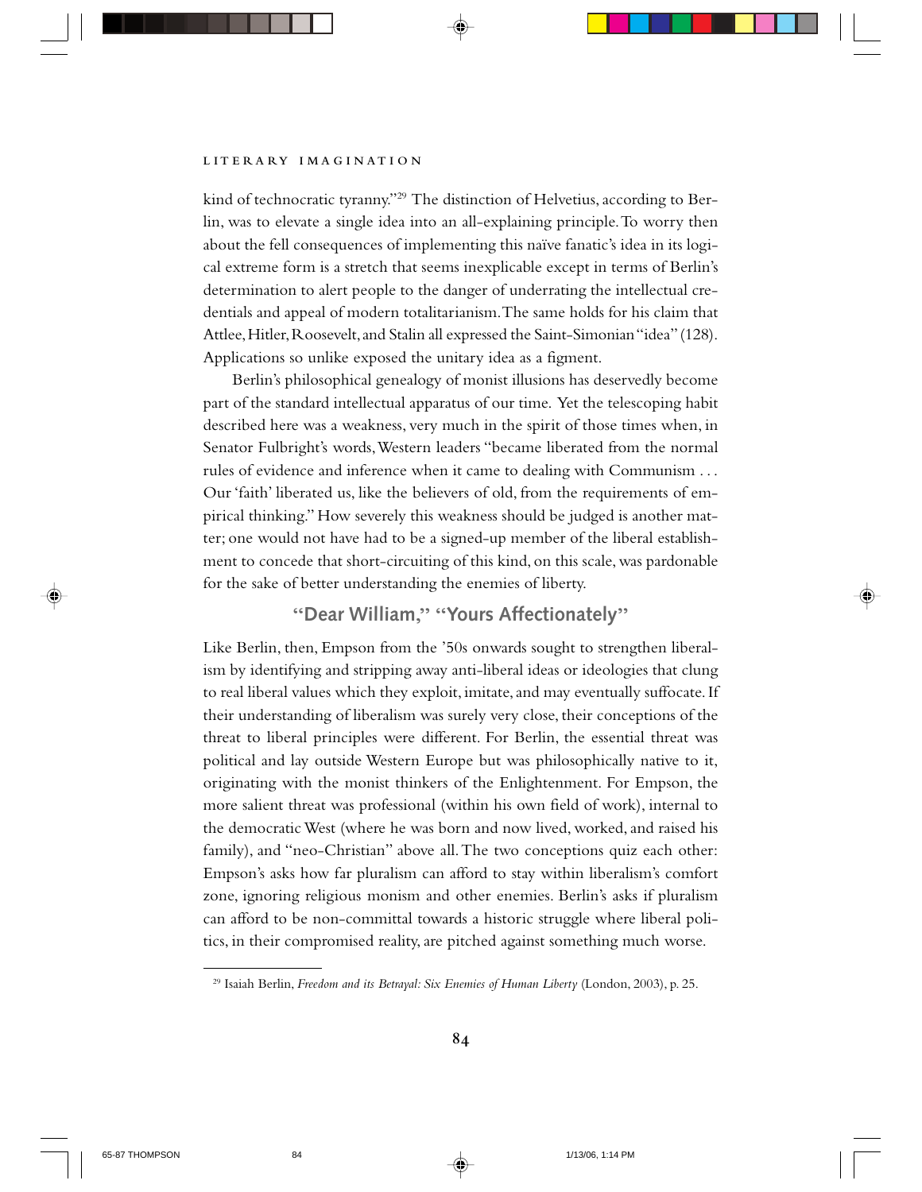kind of technocratic tyranny."[29] The distinction of Helvetius, according to Berlin, was to elevate a single idea into an all-explaining principle. To worry then about the fell consequences of implementing this naïve fanatic's idea in its logical extreme form is a stretch that seems inexplicable except in terms of Berlin's determination to alert people to the danger of underrating the intellectual credentials and appeal of modern totalitarianism. The same holds for his claim that Attlee, Hitler, Roosevelt, and Stalin all expressed the Saint-Simonian "idea" (128). Applications so unlike exposed the unitary idea as a figment.

Berlin's philosophical genealogy of monist illusions has deservedly become part of the standard intellectual apparatus of our time. Yet the telescoping habit described here was a weakness, very much in the spirit of those times when, in Senator Fulbright's words, Western leaders "became liberated from the normal rules of evidence and inference when it came to dealing with Communism . . . Our 'faith' liberated us, like the believers of old, from the requirements of empirical thinking." How severely this weakness should be judged is another matter; one would not have had to be a signed-up member of the liberal establishment to concede that short-circuiting of this kind, on this scale, was pardonable for the sake of better understanding the enemies of liberty.

## "Dear William," "Yours Affectionately"

Like Berlin, then, Empson from the '50s onwards sought to strengthen liberalism by identifying and stripping away anti-liberal ideas or ideologies that clung to real liberal values which they exploit, imitate, and may eventually suffocate. If their understanding of liberalism was surely very close, their conceptions of the threat to liberal principles were different. For Berlin, the essential threat was political and lay outside Western Europe but was philosophically native to it, originating with the monist thinkers of the Enlightenment. For Empson, the more salient threat was professional (within his own field of work), internal to the democratic West (where he was born and now lived, worked, and raised his family), and "neo-Christian" above all. The two conceptions quiz each other: Empson's asks how far pluralism can afford to stay within liberalism's comfort zone, ignoring religious monism and other enemies. Berlin's asks if pluralism can afford to be non-committal towards a historic struggle where liberal politics, in their compromised reality, are pitched against something much worse.

[29] Isaiah Berlin, *Freedom and its Betrayal: Six Enemies of Human Liberty* (London, 2003), p. 25.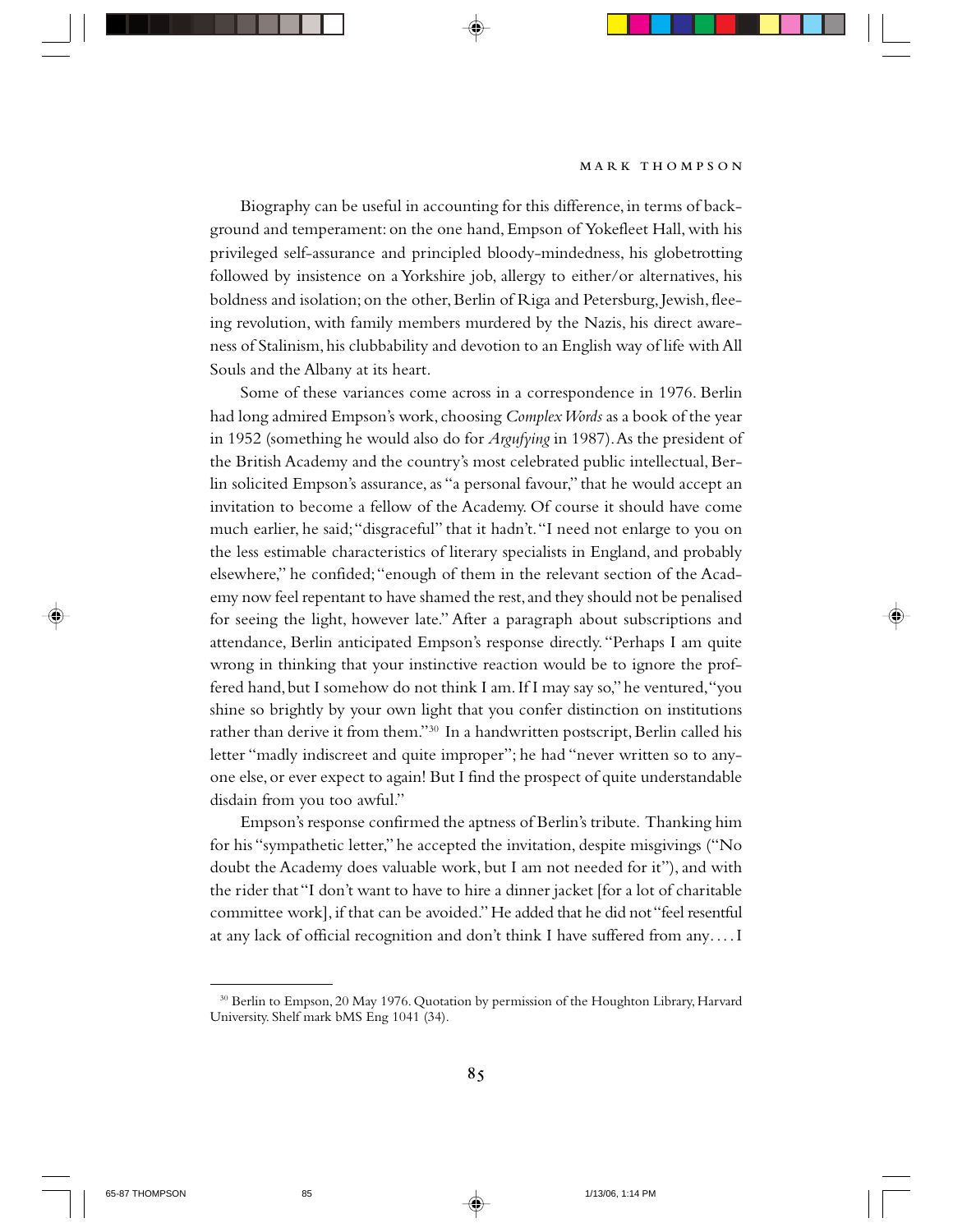Biography can be useful in accounting for this difference, in terms of background and temperament: on the one hand, Empson of Yokefleet Hall, with his privileged self-assurance and principled bloody-mindedness, his globetrotting followed by insistence on a Yorkshire job, allergy to either/or alternatives, his boldness and isolation; on the other, Berlin of Riga and Petersburg, Jewish, fleeing revolution, with family members murdered by the Nazis, his direct awareness of Stalinism, his clubbability and devotion to an English way of life with All Souls and the Albany at its heart.

Some of these variances come across in a correspondence in 1976. Berlin had long admired Empson's work, choosing *Complex Words* as a book of the year in 1952 (something he would also do for *Argufying* in 1987). As the president of the British Academy and the country's most celebrated public intellectual, Berlin solicited Empson's assurance, as "a personal favour," that he would accept an invitation to become a fellow of the Academy. Of course it should have come much earlier, he said; "disgraceful" that it hadn't. "I need not enlarge to you on the less estimable characteristics of literary specialists in England, and probably elsewhere," he confided; "enough of them in the relevant section of the Academy now feel repentant to have shamed the rest, and they should not be penalised for seeing the light, however late." After a paragraph about subscriptions and attendance, Berlin anticipated Empson's response directly. "Perhaps I am quite wrong in thinking that your instinctive reaction would be to ignore the proffered hand, but I somehow do not think I am. If I may say so," he ventured, "you shine so brightly by your own light that you confer distinction on institutions rather than derive it from them."[30] In a handwritten postscript, Berlin called his letter "madly indiscreet and quite improper"; he had "never written so to anyone else, or ever expect to again! But I find the prospect of quite understandable disdain from you too awful."

Empson's response confirmed the aptness of Berlin's tribute. Thanking him for his "sympathetic letter," he accepted the invitation, despite misgivings ("No doubt the Academy does valuable work, but I am not needed for it"), and with the rider that "I don't want to have to hire a dinner jacket [for a lot of charitable committee work], if that can be avoided." He added that he did not "feel resentful at any lack of official recognition and don't think I have suffered from any. . . . I

[30] Berlin to Empson, 20 May 1976. Quotation by permission of the Houghton Library, Harvard University. Shelf mark bMS Eng 1041 (34).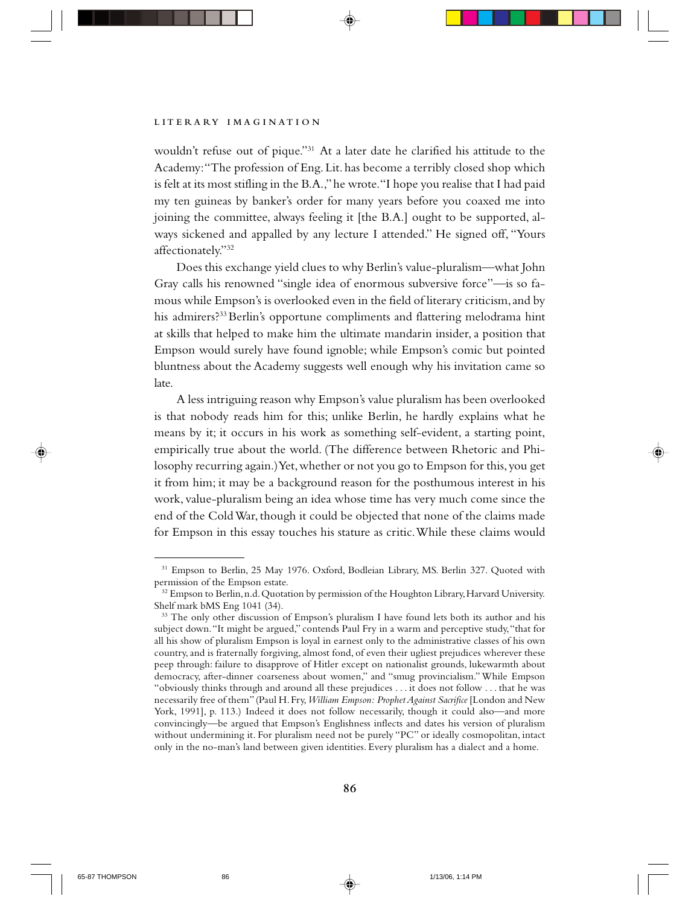wouldn't refuse out of pique."[31] At a later date he clarified his attitude to the Academy: "The profession of Eng. Lit. has become a terribly closed shop which is felt at its most stifling in the B.A.," he wrote. "I hope you realise that I had paid my ten guineas by banker's order for many years before you coaxed me into joining the committee, always feeling it [the B.A.] ought to be supported, always sickened and appalled by any lecture I attended." He signed off, "Yours affectionately."[32]

Does this exchange yield clues to why Berlin's value-pluralism—what John Gray calls his renowned "single idea of enormous subversive force"—is so famous while Empson's is overlooked even in the field of literary criticism, and by his admirers?[33] Berlin's opportune compliments and flattering melodrama hint at skills that helped to make him the ultimate mandarin insider, a position that Empson would surely have found ignoble; while Empson's comic but pointed bluntness about the Academy suggests well enough why his invitation came so late.

A less intriguing reason why Empson's value pluralism has been overlooked is that nobody reads him for this; unlike Berlin, he hardly explains what he means by it; it occurs in his work as something self-evident, a starting point, empirically true about the world. (The difference between Rhetoric and Philosophy recurring again.) Yet, whether or not you go to Empson for this, you get it from him; it may be a background reason for the posthumous interest in his work, value-pluralism being an idea whose time has very much come since the end of the Cold War, though it could be objected that none of the claims made for Empson in this essay touches his stature as critic. While these claims would

---

[31] Empson to Berlin, 25 May 1976. Oxford, Bodleian Library, MS. Berlin 327. Quoted with permission of the Empson estate.

[32] Empson to Berlin, n.d. Quotation by permission of the Houghton Library, Harvard University. Shelf mark bMS Eng 1041 (34).

[33] The only other discussion of Empson's pluralism I have found lets both its author and his subject down. "It might be argued," contends Paul Fry in a warm and perceptive study, "that for all his show of pluralism Empson is loyal in earnest only to the administrative classes of his own country, and is fraternally forgiving, almost fond, of even their ugliest prejudices wherever these peep through: failure to disapprove of Hitler except on nationalist grounds, lukewarmth about democracy, after-dinner coarseness about women," and "smug provincialism." While Empson "obviously thinks through and around all these prejudices . . . it does not follow . . . that he was necessarily free of them" (Paul H. Fry, *William Empson: Prophet Against Sacrifice* [London and New York, 1991], p. 113.) Indeed it does not follow necessarily, though it could also—and more convincingly—be argued that Empson's Englishness inflects and dates his version of pluralism without undermining it. For pluralism need not be purely "PC" or ideally cosmopolitan, intact only in the no-man's land between given identities. Every pluralism has a dialect and a home.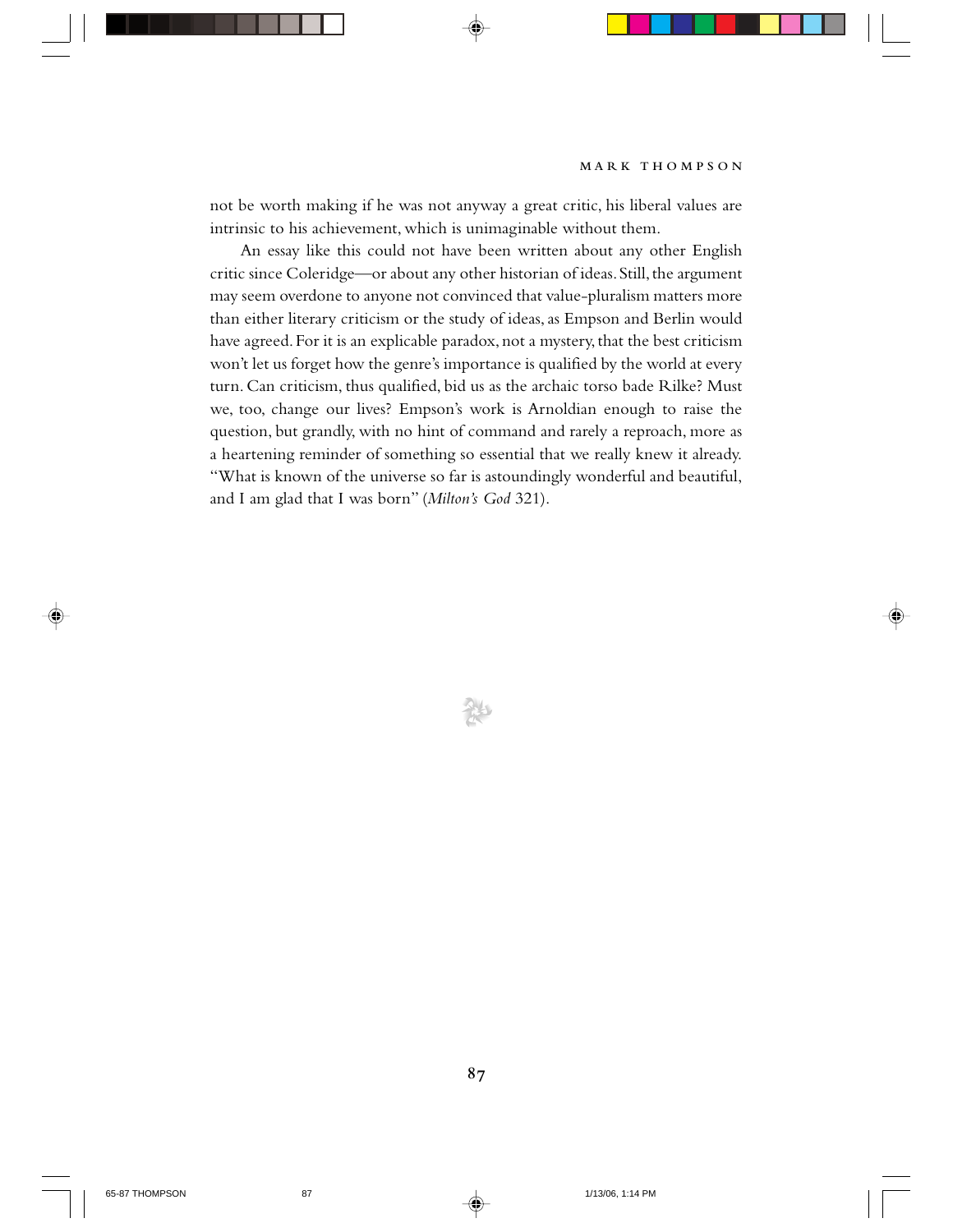not be worth making if he was not anyway a great critic, his liberal values are intrinsic to his achievement, which is unimaginable without them.

An essay like this could not have been written about any other English critic since Coleridge—or about any other historian of ideas. Still, the argument may seem overdone to anyone not convinced that value-pluralism matters more than either literary criticism or the study of ideas, as Empson and Berlin would have agreed. For it is an explicable paradox, not a mystery, that the best criticism won't let us forget how the genre's importance is qualified by the world at every turn. Can criticism, thus qualified, bid us as the archaic torso bade Rilke? Must we, too, change our lives? Empson's work is Arnoldian enough to raise the question, but grandly, with no hint of command and rarely a reproach, more as a heartening reminder of something so essential that we really knew it already. "What is known of the universe so far is astoundingly wonderful and beautiful, and I am glad that I was born" (*Milton's God* 321).